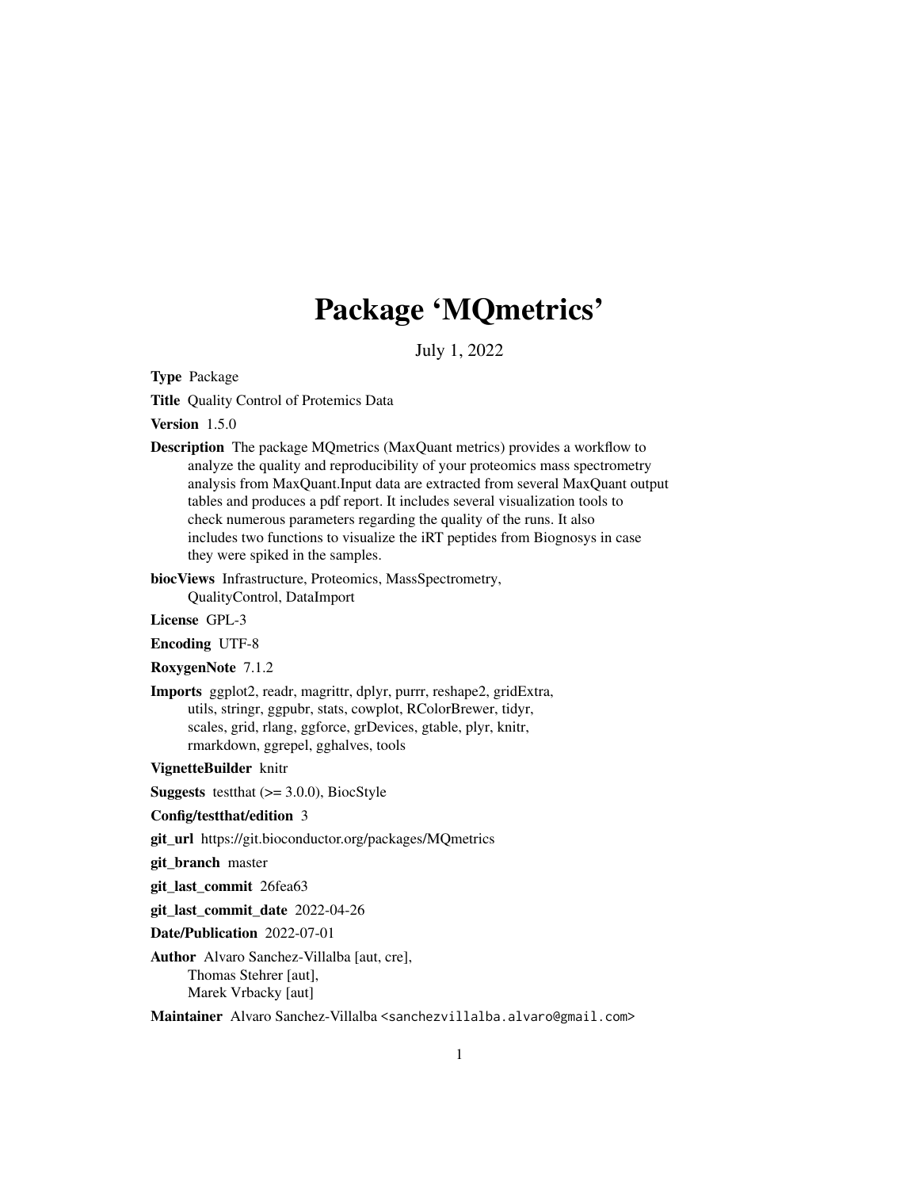# Package 'MQmetrics'

July 1, 2022

**Type** Package

**Title** Quality Control of Protemics Data

**Version** 1.5.0

**Description** The package MQmetrics (MaxQuant metrics) provides a workflow to analyze the quality and reproducibility of your proteomics mass spectrometry analysis from MaxQuant.Input data are extracted from several MaxQuant output tables and produces a pdf report. It includes several visualization tools to check numerous parameters regarding the quality of the runs. It also includes two functions to visualize the iRT peptides from Biognosys in case they were spiked in the samples.

**biocViews** Infrastructure, Proteomics, MassSpectrometry, QualityControl, DataImport

**License** GPL-3

**Encoding** UTF-8

**RoxygenNote** 7.1.2

**Imports** ggplot2, readr, magrittr, dplyr, purrr, reshape2, gridExtra, utils, stringr, ggpubr, stats, cowplot, RColorBrewer, tidyr, scales, grid, rlang, ggforce, grDevices, gtable, plyr, knitr, rmarkdown, ggrepel, gghalves, tools

**VignetteBuilder** knitr

**Suggests** testthat (>= 3.0.0), BiocStyle

**Config/testthat/edition** 3

**git_url** https://git.bioconductor.org/packages/MQmetrics

**git_branch** master

**git_last_commit** 26fea63

**git_last_commit_date** 2022-04-26

**Date/Publication** 2022-07-01

**Author** Alvaro Sanchez-Villalba [aut, cre], Thomas Stehrer [aut], Marek Vrbacky [aut]

**Maintainer** Alvaro Sanchez-Villalba <sanchezvillalba.alvaro@gmail.com>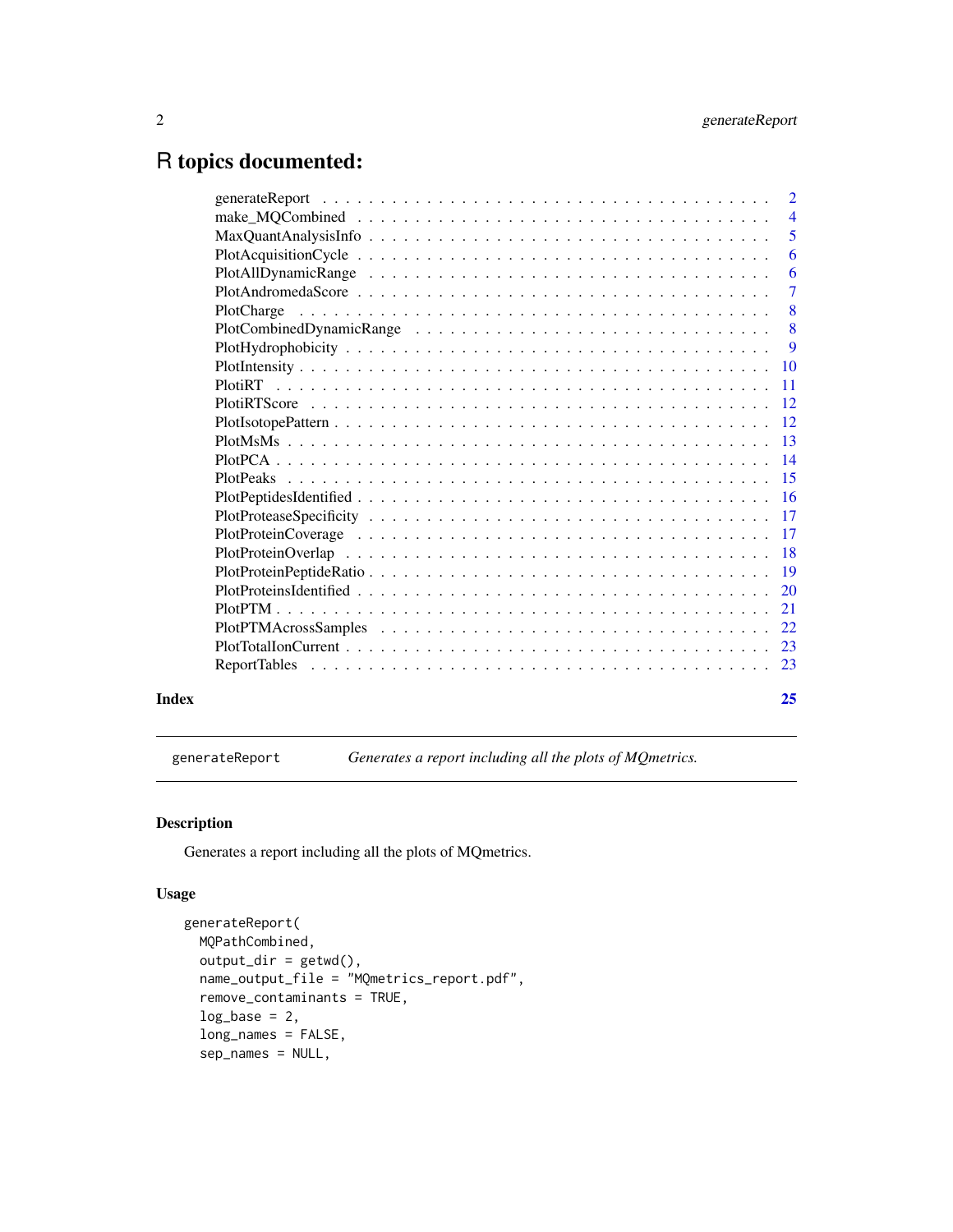# R topics documented:

- generateReport . . . . . . . . . . . . . . . . . . . . . . . . . . . . . . . . . . . . . . 2
- make_MQCombined . . . . . . . . . . . . . . . . . . . . . . . . . . . . . . . . . . . . 4
- MaxQuantAnalysisInfo . . . . . . . . . . . . . . . . . . . . . . . . . . . . . . . . . 5
- PlotAcquisitionCycle . . . . . . . . . . . . . . . . . . . . . . . . . . . . . . . . . . 6
- PlotAllDynamicRange . . . . . . . . . . . . . . . . . . . . . . . . . . . . . . . . . . 6
- PlotAndromedaScore . . . . . . . . . . . . . . . . . . . . . . . . . . . . . . . . . . 7
- PlotCharge . . . . . . . . . . . . . . . . . . . . . . . . . . . . . . . . . . . . . . . . 8
- PlotCombinedDynamicRange . . . . . . . . . . . . . . . . . . . . . . . . . . . . . . 8
- PlotHydrophobicity . . . . . . . . . . . . . . . . . . . . . . . . . . . . . . . . . . . 9
- PlotIntensity . . . . . . . . . . . . . . . . . . . . . . . . . . . . . . . . . . . . . . 10
- PlotiRT . . . . . . . . . . . . . . . . . . . . . . . . . . . . . . . . . . . . . . . . . 11
- PlotiRTScore . . . . . . . . . . . . . . . . . . . . . . . . . . . . . . . . . . . . . . 12
- PlotIsotopePattern . . . . . . . . . . . . . . . . . . . . . . . . . . . . . . . . . . . 12
- PlotMsMs . . . . . . . . . . . . . . . . . . . . . . . . . . . . . . . . . . . . . . . . 13
- PlotPCA . . . . . . . . . . . . . . . . . . . . . . . . . . . . . . . . . . . . . . . . . 14
- PlotPeaks . . . . . . . . . . . . . . . . . . . . . . . . . . . . . . . . . . . . . . . . 15
- PlotPeptidesIdentified . . . . . . . . . . . . . . . . . . . . . . . . . . . . . . . . . 16
- PlotProteaseSpecificity . . . . . . . . . . . . . . . . . . . . . . . . . . . . . . . . 17
- PlotProteinCoverage . . . . . . . . . . . . . . . . . . . . . . . . . . . . . . . . . . 17
- PlotProteinOverlap . . . . . . . . . . . . . . . . . . . . . . . . . . . . . . . . . . . 18
- PlotProteinPeptideRatio . . . . . . . . . . . . . . . . . . . . . . . . . . . . . . . . 19
- PlotProteinsIdentified . . . . . . . . . . . . . . . . . . . . . . . . . . . . . . . . . 20
- PlotPTM . . . . . . . . . . . . . . . . . . . . . . . . . . . . . . . . . . . . . . . . . 21
- PlotPTMAcrossSamples . . . . . . . . . . . . . . . . . . . . . . . . . . . . . . . . . 22
- PlotTotalIonCurrent . . . . . . . . . . . . . . . . . . . . . . . . . . . . . . . . . . 23
- ReportTables . . . . . . . . . . . . . . . . . . . . . . . . . . . . . . . . . . . . . . 23

**Index** **25**

---

`generateReport` *Generates a report including all the plots of MQmetrics.*

---

### Description

Generates a report including all the plots of MQmetrics.

### Usage

```
generateReport(
  MQPathCombined,
  output_dir = getwd(),
  name_output_file = "MQmetrics_report.pdf",
  remove_contaminants = TRUE,
  log_base = 2,
  long_names = FALSE,
  sep_names = NULL,
```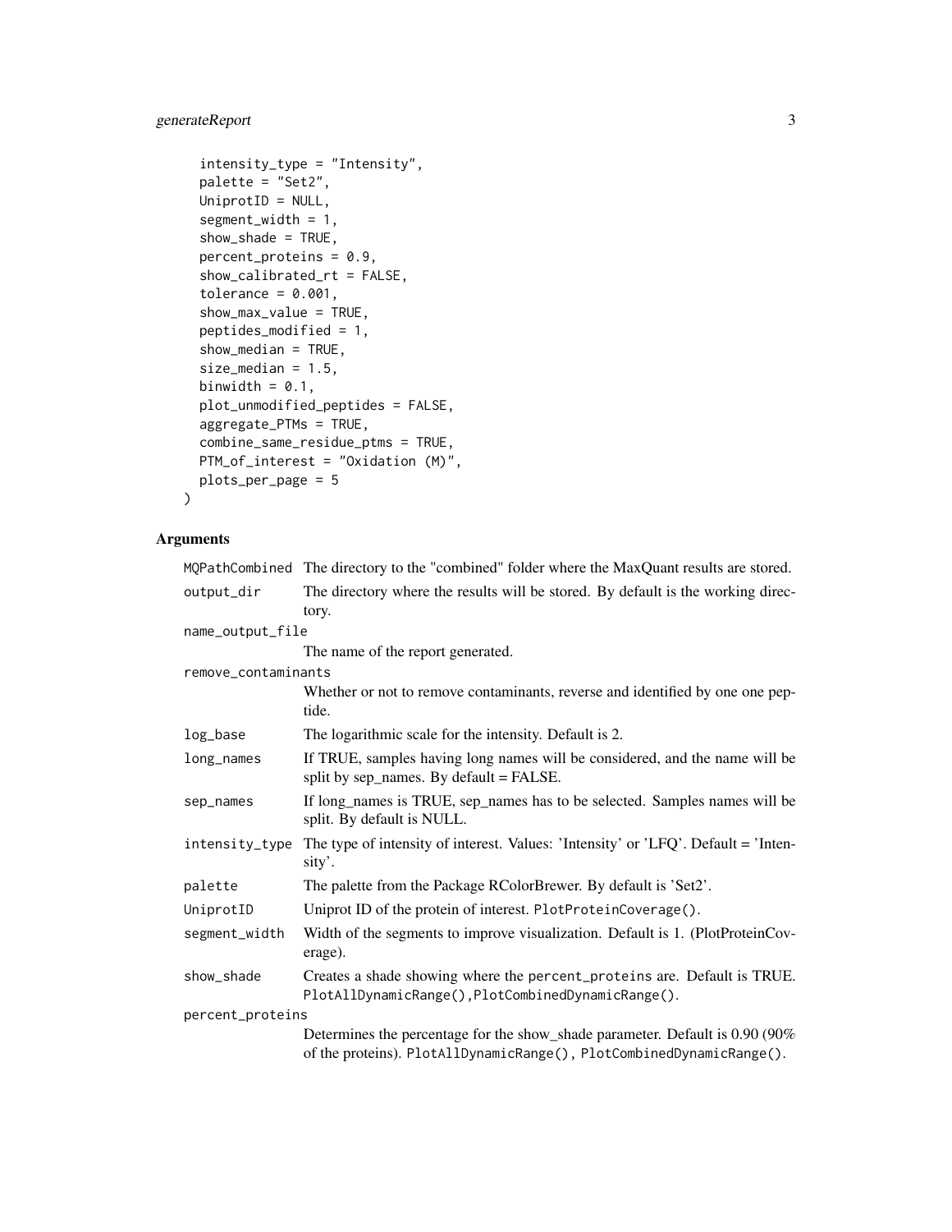```
  intensity_type = "Intensity",
  palette = "Set2",
  UniprotID = NULL,
  segment_width = 1,
  show_shade = TRUE,
  percent_proteins = 0.9,
  show_calibrated_rt = FALSE,
  tolerance = 0.001,
  show_max_value = TRUE,
  peptides_modified = 1,
  show_median = TRUE,
  size_median = 1.5,
  binwidth = 0.1,
  plot_unmodified_peptides = FALSE,
  aggregate_PTMs = TRUE,
  combine_same_residue_ptms = TRUE,
  PTM_of_interest = "Oxidation (M)",
  plots_per_page = 5
)
```

## Arguments

| Argument | Description |
|---|---|
| `MQPathCombined` | The directory to the "combined" folder where the MaxQuant results are stored. |
| `output_dir` | The directory where the results will be stored. By default is the working directory. |
| `name_output_file` | The name of the report generated. |
| `remove_contaminants` | Whether or not to remove contaminants, reverse and identified by one one peptide. |
| `log_base` | The logarithmic scale for the intensity. Default is 2. |
| `long_names` | If TRUE, samples having long names will be considered, and the name will be split by sep_names. By default = FALSE. |
| `sep_names` | If long_names is TRUE, sep_names has to be selected. Samples names will be split. By default is NULL. |
| `intensity_type` | The type of intensity of interest. Values: 'Intensity' or 'LFQ'. Default = 'Intensity'. |
| `palette` | The palette from the Package RColorBrewer. By default is 'Set2'. |
| `UniprotID` | Uniprot ID of the protein of interest. `PlotProteinCoverage()`. |
| `segment_width` | Width of the segments to improve visualization. Default is 1. (PlotProteinCoverage). |
| `show_shade` | Creates a shade showing where the `percent_proteins` are. Default is TRUE. `PlotAllDynamicRange()`,`PlotCombinedDynamicRange()`. |
| `percent_proteins` | Determines the percentage for the show_shade parameter. Default is 0.90 (90% of the proteins). `PlotAllDynamicRange()`, `PlotCombinedDynamicRange()`. |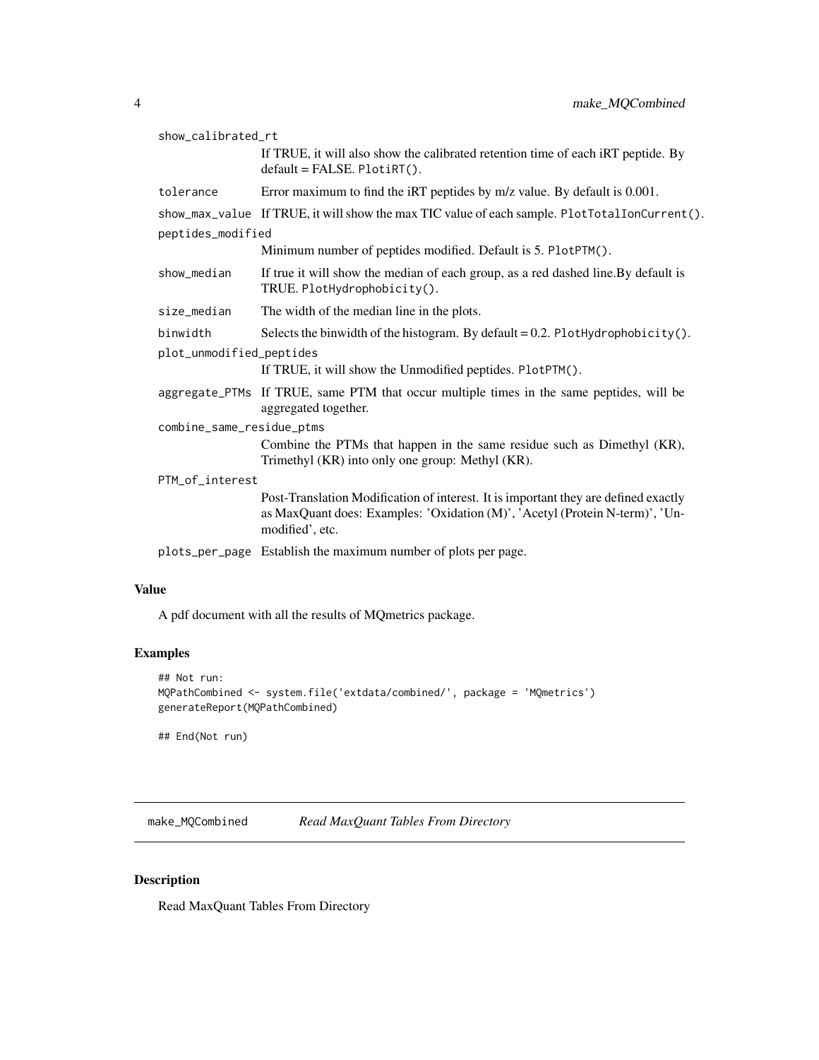`show_calibrated_rt`
: If TRUE, it will also show the calibrated retention time of each iRT peptide. By default = FALSE. `PlotiRT()`.

`tolerance`
: Error maximum to find the iRT peptides by m/z value. By default is 0.001.

`show_max_value`
: If TRUE, it will show the max TIC value of each sample. `PlotTotalIonCurrent()`.

`peptides_modified`
: Minimum number of peptides modified. Default is 5. `PlotPTM()`.

`show_median`
: If true it will show the median of each group, as a red dashed line.By default is TRUE. `PlotHydrophobicity()`.

`size_median`
: The width of the median line in the plots.

`binwidth`
: Selects the binwidth of the histogram. By default = 0.2. `PlotHydrophobicity()`.

`plot_unmodified_peptides`
: If TRUE, it will show the Unmodified peptides. `PlotPTM()`.

`aggregate_PTMs`
: If TRUE, same PTM that occur multiple times in the same peptides, will be aggregated together.

`combine_same_residue_ptms`
: Combine the PTMs that happen in the same residue such as Dimethyl (KR), Trimethyl (KR) into only one group: Methyl (KR).

`PTM_of_interest`
: Post-Translation Modification of interest. It is important they are defined exactly as MaxQuant does: Examples: 'Oxidation (M)', 'Acetyl (Protein N-term)', 'Unmodified', etc.

`plots_per_page`
: Establish the maximum number of plots per page.

### Value

A pdf document with all the results of MQmetrics package.

### Examples

```
## Not run:
MQPathCombined <- system.file('extdata/combined/', package = 'MQmetrics')
generateReport(MQPathCombined)

## End(Not run)
```

---

## make_MQCombined *Read MaxQuant Tables From Directory*

---

### Description

Read MaxQuant Tables From Directory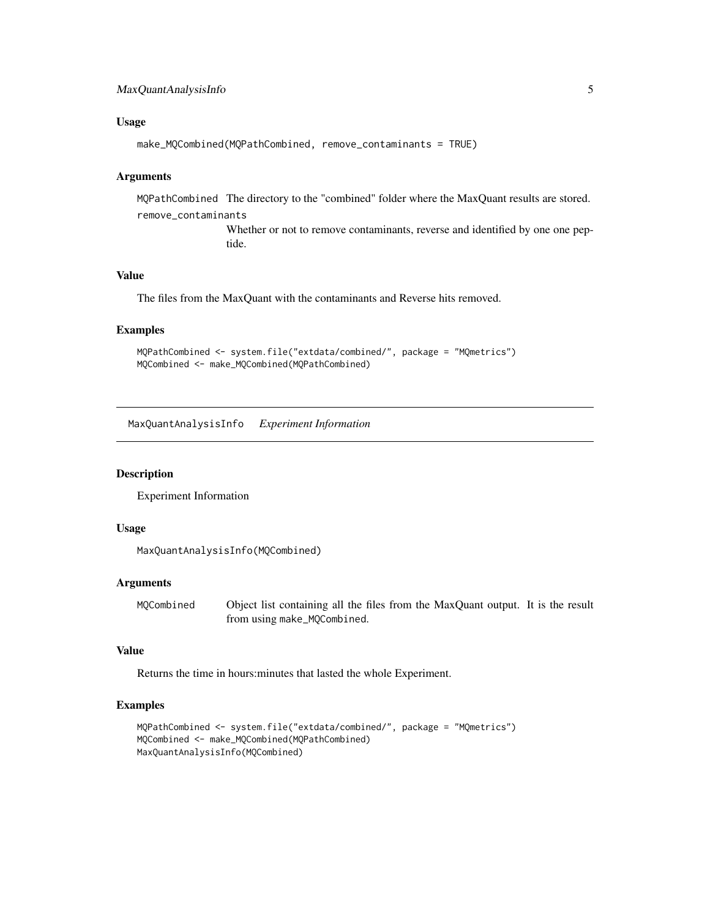### Usage

```
make_MQCombined(MQPathCombined, remove_contaminants = TRUE)
```

### Arguments

`MQPathCombined` The directory to the "combined" folder where the MaxQuant results are stored.

`remove_contaminants` Whether or not to remove contaminants, reverse and identified by one one peptide.

### Value

The files from the MaxQuant with the contaminants and Reverse hits removed.

### Examples

```
MQPathCombined <- system.file("extdata/combined/", package = "MQmetrics")
MQCombined <- make_MQCombined(MQPathCombined)
```

---

## MaxQuantAnalysisInfo *Experiment Information*

### Description

Experiment Information

### Usage

```
MaxQuantAnalysisInfo(MQCombined)
```

### Arguments

`MQCombined` Object list containing all the files from the MaxQuant output. It is the result from using `make_MQCombined`.

### Value

Returns the time in hours:minutes that lasted the whole Experiment.

### Examples

```
MQPathCombined <- system.file("extdata/combined/", package = "MQmetrics")
MQCombined <- make_MQCombined(MQPathCombined)
MaxQuantAnalysisInfo(MQCombined)
```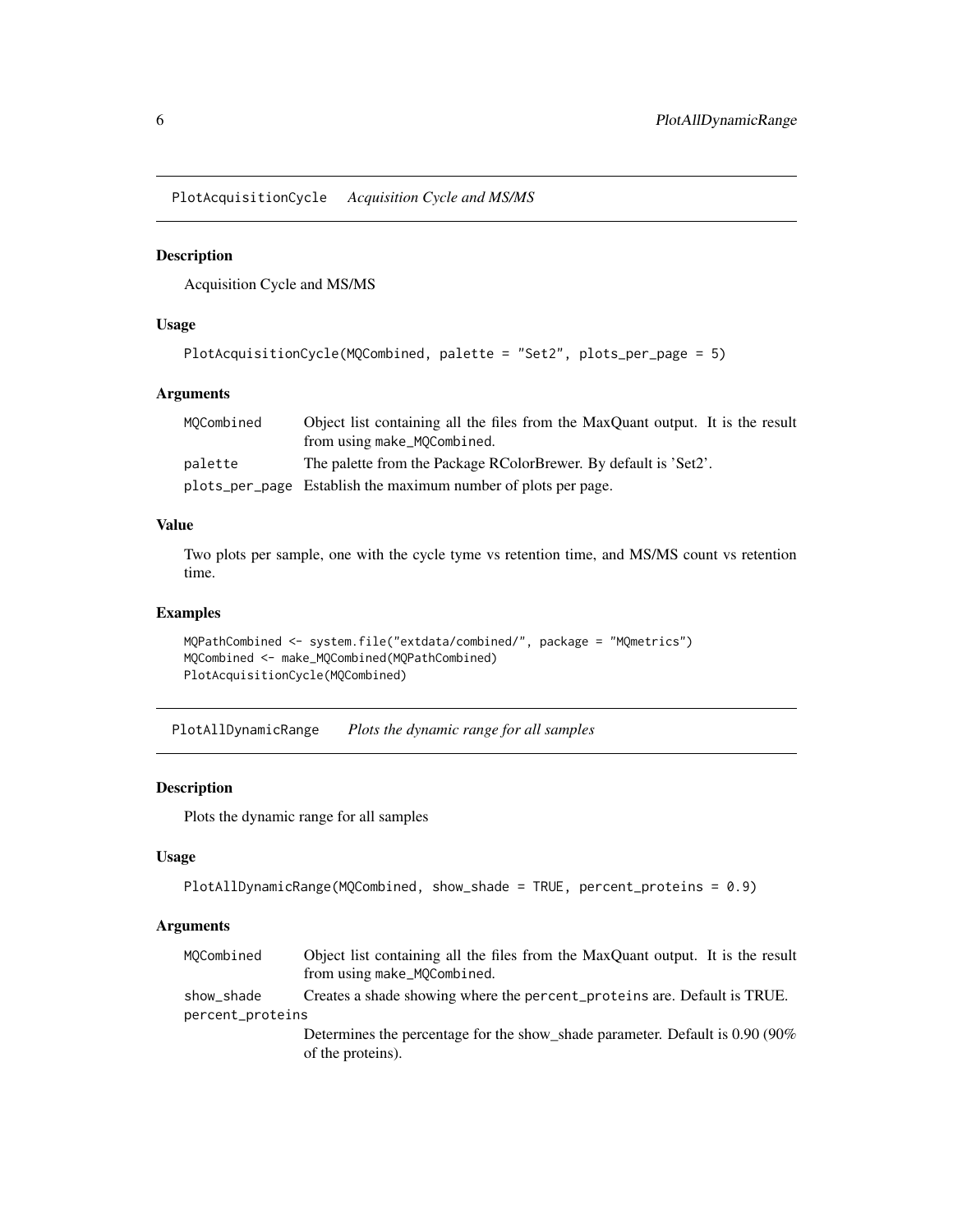## PlotAcquisitionCycle *Acquisition Cycle and MS/MS*

### Description

Acquisition Cycle and MS/MS

### Usage

```
PlotAcquisitionCycle(MQCombined, palette = "Set2", plots_per_page = 5)
```

### Arguments

| | |
|---|---|
| MQCombined | Object list containing all the files from the MaxQuant output. It is the result from using make_MQCombined. |
| palette | The palette from the Package RColorBrewer. By default is 'Set2'. |
| plots_per_page | Establish the maximum number of plots per page. |

### Value

Two plots per sample, one with the cycle tyme vs retention time, and MS/MS count vs retention time.

### Examples

```
MQPathCombined <- system.file("extdata/combined/", package = "MQmetrics")
MQCombined <- make_MQCombined(MQPathCombined)
PlotAcquisitionCycle(MQCombined)
```

## PlotAllDynamicRange *Plots the dynamic range for all samples*

### Description

Plots the dynamic range for all samples

### Usage

```
PlotAllDynamicRange(MQCombined, show_shade = TRUE, percent_proteins = 0.9)
```

### Arguments

| | |
|---|---|
| MQCombined | Object list containing all the files from the MaxQuant output. It is the result from using make_MQCombined. |
| show_shade | Creates a shade showing where the percent_proteins are. Default is TRUE. |
| percent_proteins | Determines the percentage for the show_shade parameter. Default is 0.90 (90% of the proteins). |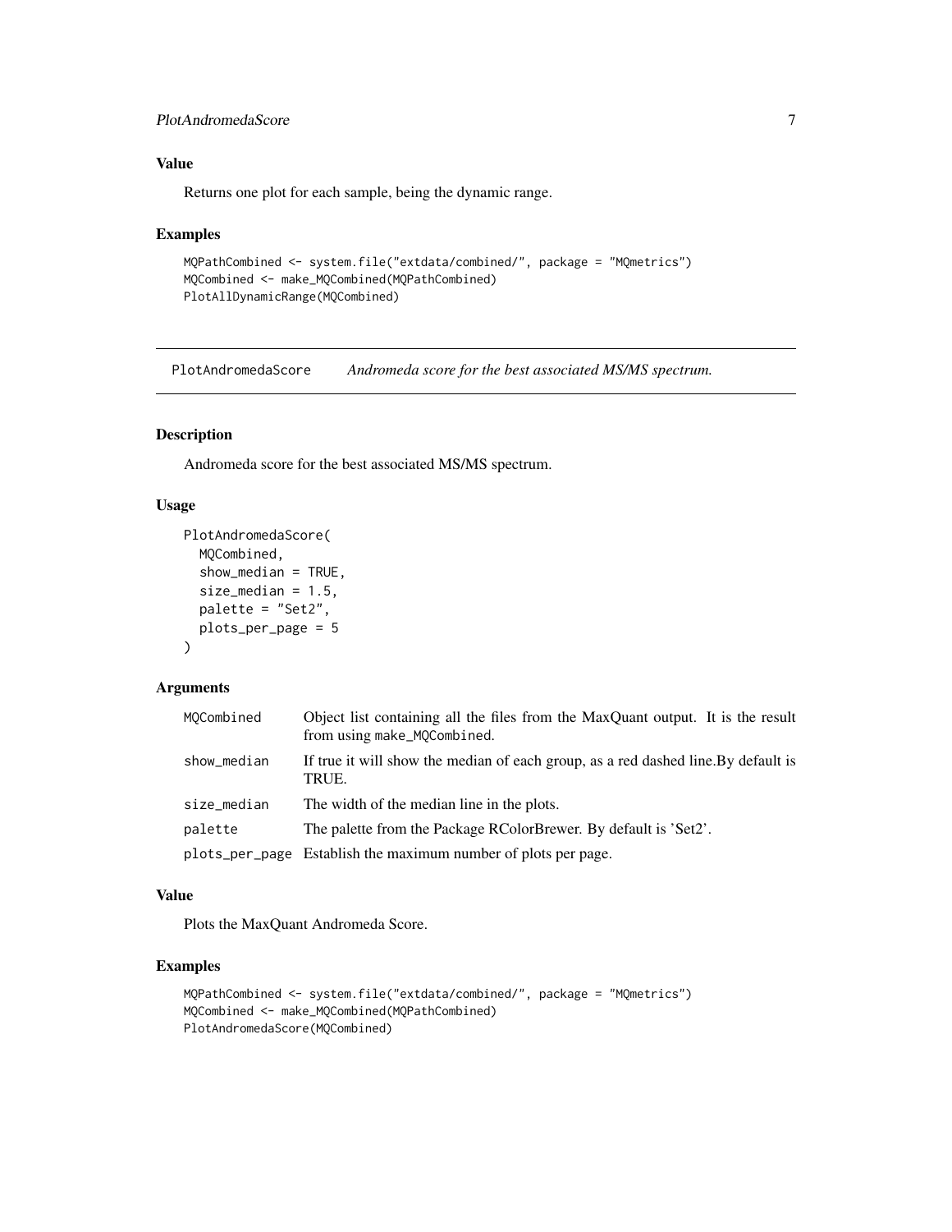### Value

Returns one plot for each sample, being the dynamic range.

### Examples

```
MQPathCombined <- system.file("extdata/combined/", package = "MQmetrics")
MQCombined <- make_MQCombined(MQPathCombined)
PlotAllDynamicRange(MQCombined)
```

---

## PlotAndromedaScore *Andromeda score for the best associated MS/MS spectrum.*

---

### Description

Andromeda score for the best associated MS/MS spectrum.

### Usage

```
PlotAndromedaScore(
  MQCombined,
  show_median = TRUE,
  size_median = 1.5,
  palette = "Set2",
  plots_per_page = 5
)
```

### Arguments

| | |
|---|---|
| MQCombined | Object list containing all the files from the MaxQuant output. It is the result from using make_MQCombined. |
| show_median | If true it will show the median of each group, as a red dashed line.By default is TRUE. |
| size_median | The width of the median line in the plots. |
| palette | The palette from the Package RColorBrewer. By default is 'Set2'. |
| plots_per_page | Establish the maximum number of plots per page. |

### Value

Plots the MaxQuant Andromeda Score.

### Examples

```
MQPathCombined <- system.file("extdata/combined/", package = "MQmetrics")
MQCombined <- make_MQCombined(MQPathCombined)
PlotAndromedaScore(MQCombined)
```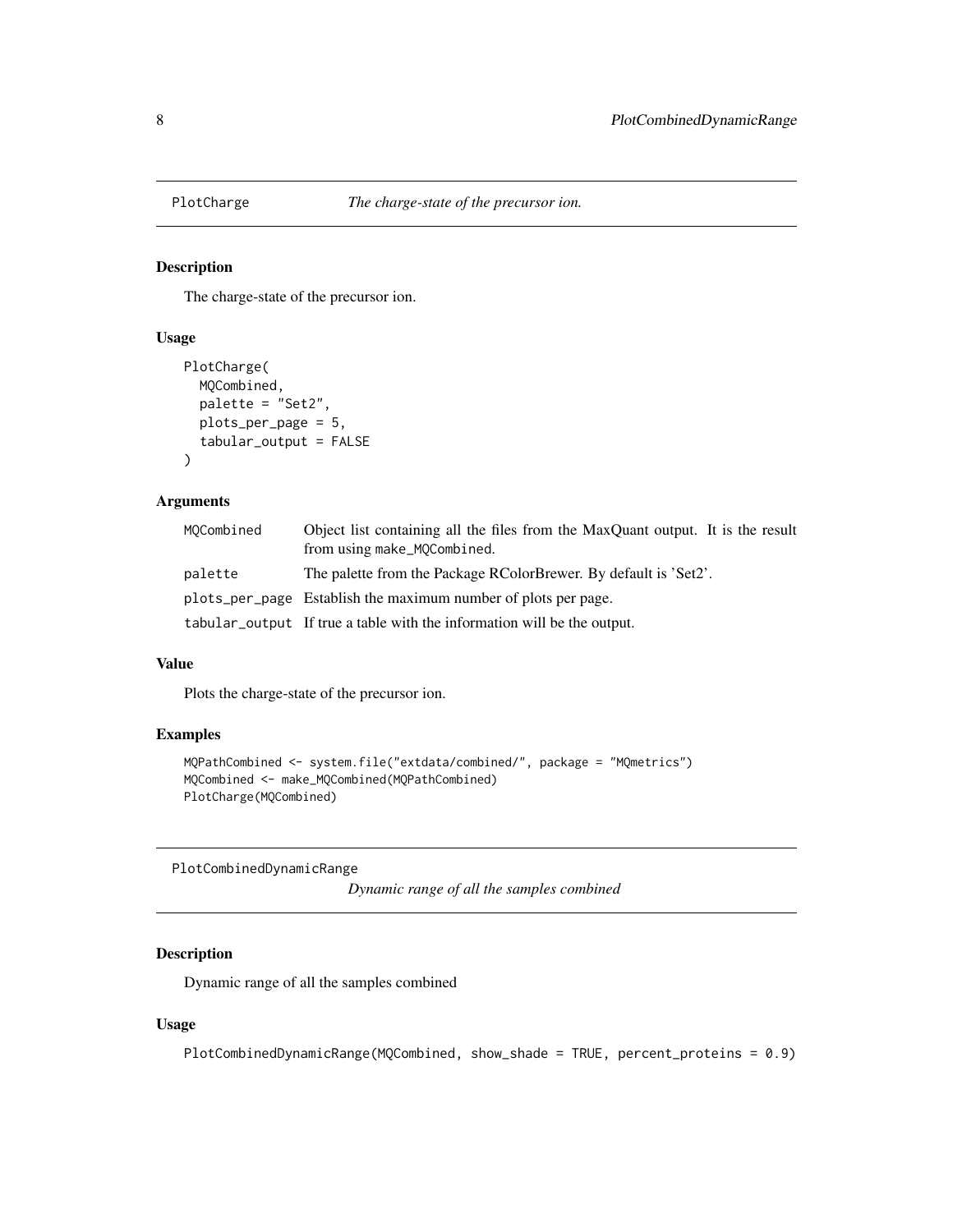## PlotCharge *The charge-state of the precursor ion.*

### Description

The charge-state of the precursor ion.

### Usage

```
PlotCharge(
  MQCombined,
  palette = "Set2",
  plots_per_page = 5,
  tabular_output = FALSE
)
```

### Arguments

| | |
|---|---|
| MQCombined | Object list containing all the files from the MaxQuant output. It is the result from using make_MQCombined. |
| palette | The palette from the Package RColorBrewer. By default is 'Set2'. |
| plots_per_page | Establish the maximum number of plots per page. |
| tabular_output | If true a table with the information will be the output. |

### Value

Plots the charge-state of the precursor ion.

### Examples

```
MQPathCombined <- system.file("extdata/combined/", package = "MQmetrics")
MQCombined <- make_MQCombined(MQPathCombined)
PlotCharge(MQCombined)
```

## PlotCombinedDynamicRange *Dynamic range of all the samples combined*

### Description

Dynamic range of all the samples combined

### Usage

```
PlotCombinedDynamicRange(MQCombined, show_shade = TRUE, percent_proteins = 0.9)
```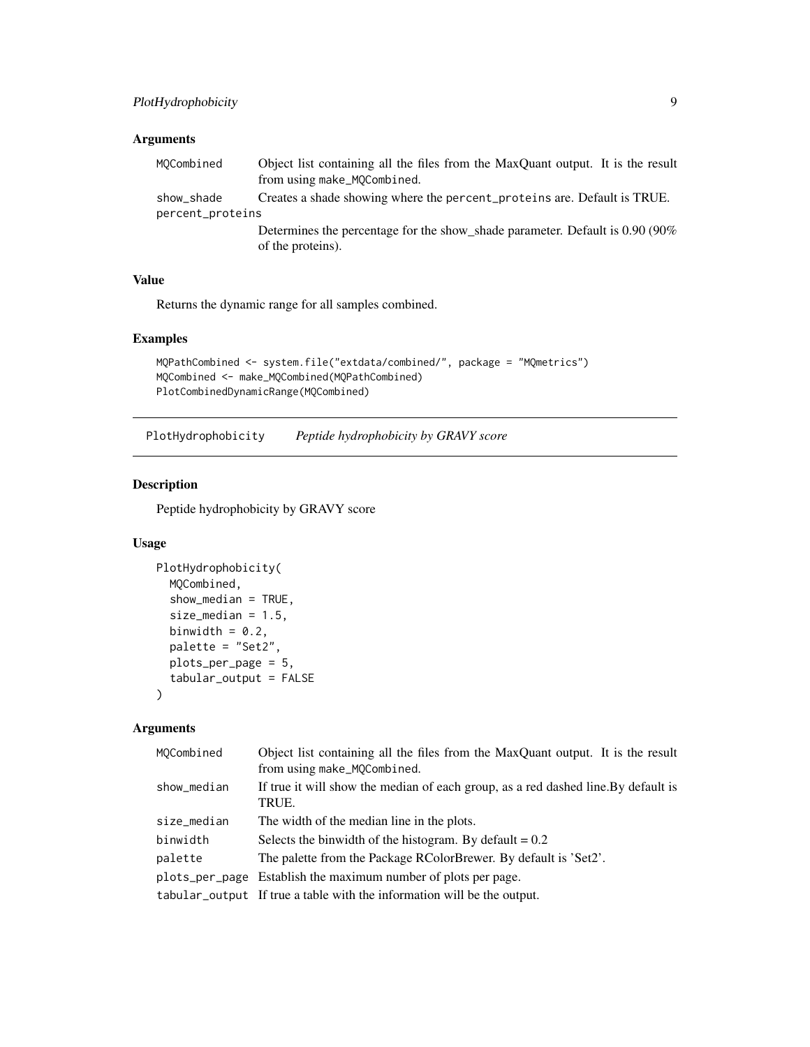### Arguments

| | |
|---|---|
| `MQCombined` | Object list containing all the files from the MaxQuant output. It is the result from using `make_MQCombined`. |
| `show_shade` | Creates a shade showing where the `percent_proteins` are. Default is TRUE. |
| `percent_proteins` | Determines the percentage for the show_shade parameter. Default is 0.90 (90% of the proteins). |

### Value

Returns the dynamic range for all samples combined.

### Examples

```
MQPathCombined <- system.file("extdata/combined/", package = "MQmetrics")
MQCombined <- make_MQCombined(MQPathCombined)
PlotCombinedDynamicRange(MQCombined)
```

---

## PlotHydrophobicity    *Peptide hydrophobicity by GRAVY score*

---

### Description

Peptide hydrophobicity by GRAVY score

### Usage

```
PlotHydrophobicity(
  MQCombined,
  show_median = TRUE,
  size_median = 1.5,
  binwidth = 0.2,
  palette = "Set2",
  plots_per_page = 5,
  tabular_output = FALSE
)
```

### Arguments

| | |
|---|---|
| `MQCombined` | Object list containing all the files from the MaxQuant output. It is the result from using `make_MQCombined`. |
| `show_median` | If true it will show the median of each group, as a red dashed line.By default is TRUE. |
| `size_median` | The width of the median line in the plots. |
| `binwidth` | Selects the binwidth of the histogram. By default = 0.2 |
| `palette` | The palette from the Package RColorBrewer. By default is 'Set2'. |
| `plots_per_page` | Establish the maximum number of plots per page. |
| `tabular_output` | If true a table with the information will be the output. |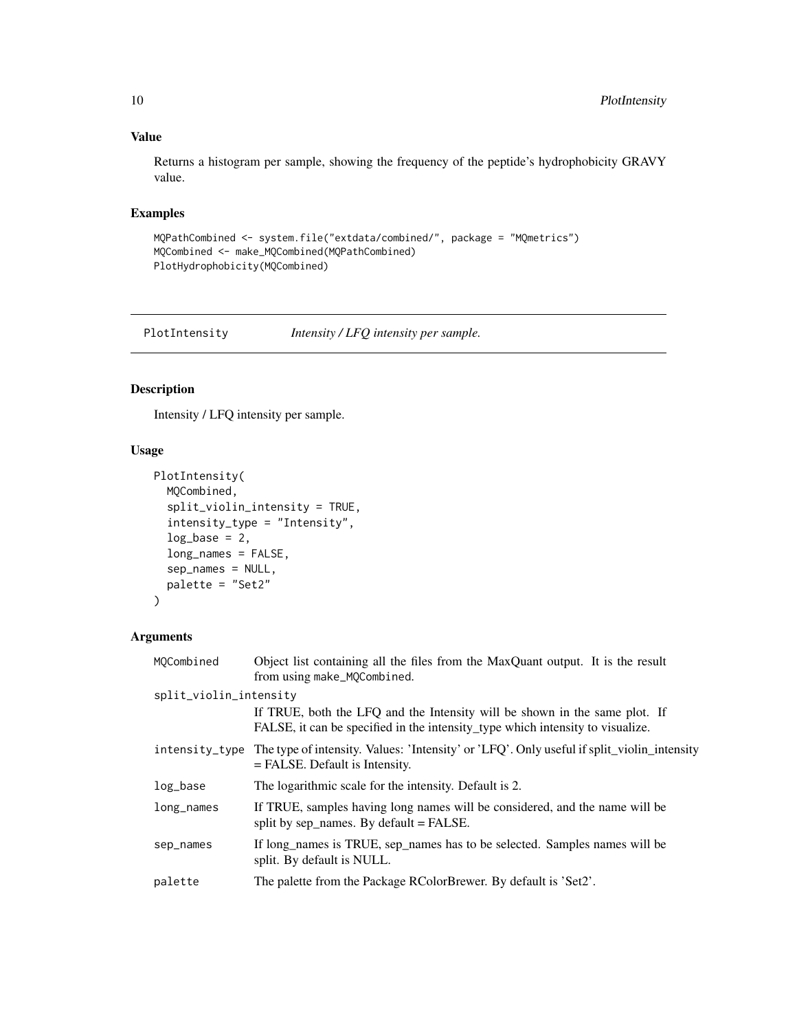### Value

Returns a histogram per sample, showing the frequency of the peptide's hydrophobicity GRAVY value.

### Examples

```
MQPathCombined <- system.file("extdata/combined/", package = "MQmetrics")
MQCombined <- make_MQCombined(MQPathCombined)
PlotHydrophobicity(MQCombined)
```

---

## PlotIntensity — *Intensity / LFQ intensity per sample.*

---

### Description

Intensity / LFQ intensity per sample.

### Usage

```
PlotIntensity(
  MQCombined,
  split_violin_intensity = TRUE,
  intensity_type = "Intensity",
  log_base = 2,
  long_names = FALSE,
  sep_names = NULL,
  palette = "Set2"
)
```

### Arguments

| | |
|---|---|
| `MQCombined` | Object list containing all the files from the MaxQuant output. It is the result from using `make_MQCombined`. |
| `split_violin_intensity` | If TRUE, both the LFQ and the Intensity will be shown in the same plot. If FALSE, it can be specified in the intensity_type which intensity to visualize. |
| `intensity_type` | The type of intensity. Values: 'Intensity' or 'LFQ'. Only useful if split_violin_intensity = FALSE. Default is Intensity. |
| `log_base` | The logarithmic scale for the intensity. Default is 2. |
| `long_names` | If TRUE, samples having long names will be considered, and the name will be split by sep_names. By default = FALSE. |
| `sep_names` | If long_names is TRUE, sep_names has to be selected. Samples names will be split. By default is NULL. |
| `palette` | The palette from the Package RColorBrewer. By default is 'Set2'. |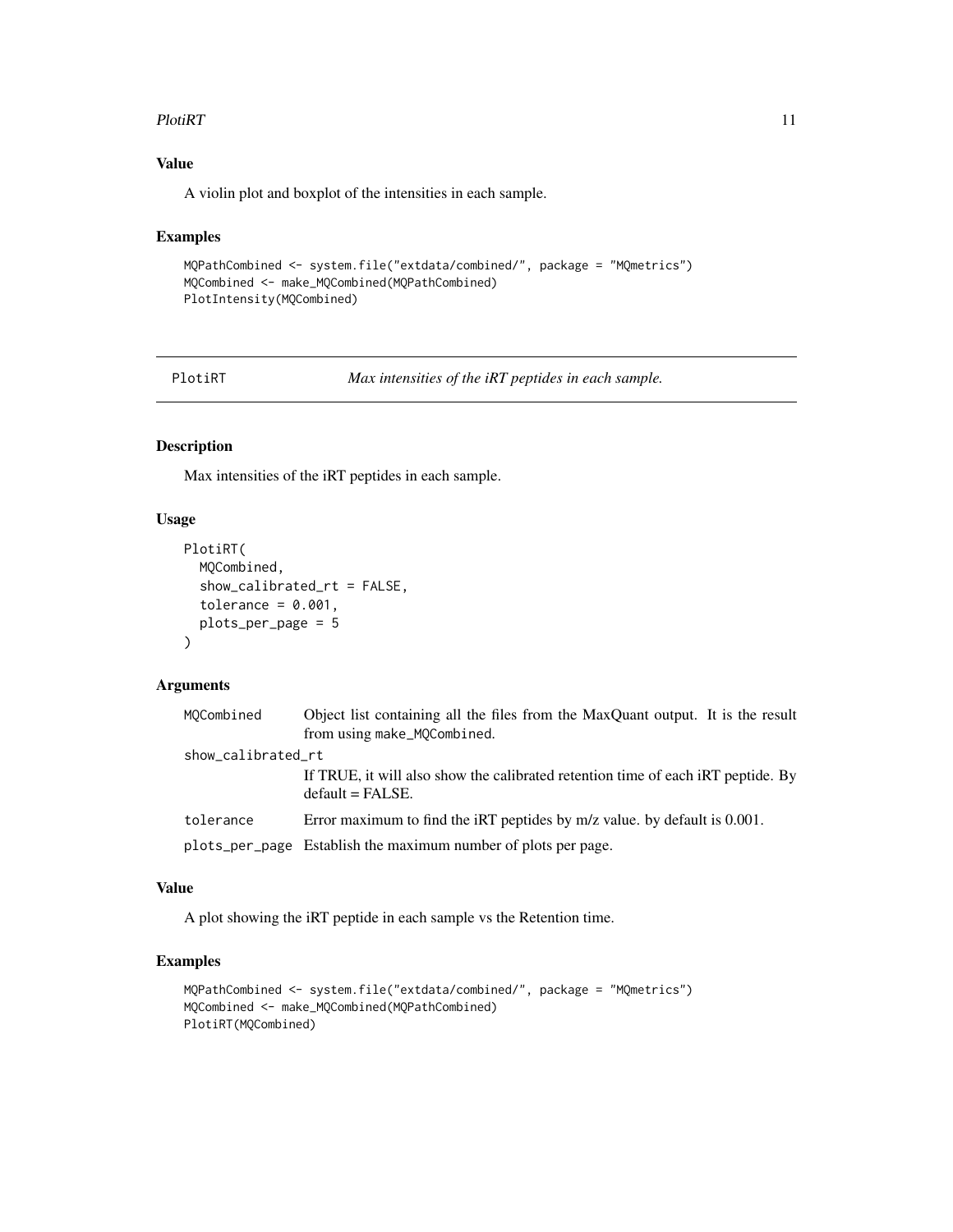### Value

A violin plot and boxplot of the intensities in each sample.

### Examples

```
MQPathCombined <- system.file("extdata/combined/", package = "MQmetrics")
MQCombined <- make_MQCombined(MQPathCombined)
PlotIntensity(MQCombined)
```

---

## PlotiRT — *Max intensities of the iRT peptides in each sample.*

---

### Description

Max intensities of the iRT peptides in each sample.

### Usage

```
PlotiRT(
  MQCombined,
  show_calibrated_rt = FALSE,
  tolerance = 0.001,
  plots_per_page = 5
)
```

### Arguments

| | |
|---|---|
| `MQCombined` | Object list containing all the files from the MaxQuant output. It is the result from using `make_MQCombined`. |
| `show_calibrated_rt` | If TRUE, it will also show the calibrated retention time of each iRT peptide. By default = FALSE. |
| `tolerance` | Error maximum to find the iRT peptides by m/z value. by default is 0.001. |
| `plots_per_page` | Establish the maximum number of plots per page. |

### Value

A plot showing the iRT peptide in each sample vs the Retention time.

### Examples

```
MQPathCombined <- system.file("extdata/combined/", package = "MQmetrics")
MQCombined <- make_MQCombined(MQPathCombined)
PlotiRT(MQCombined)
```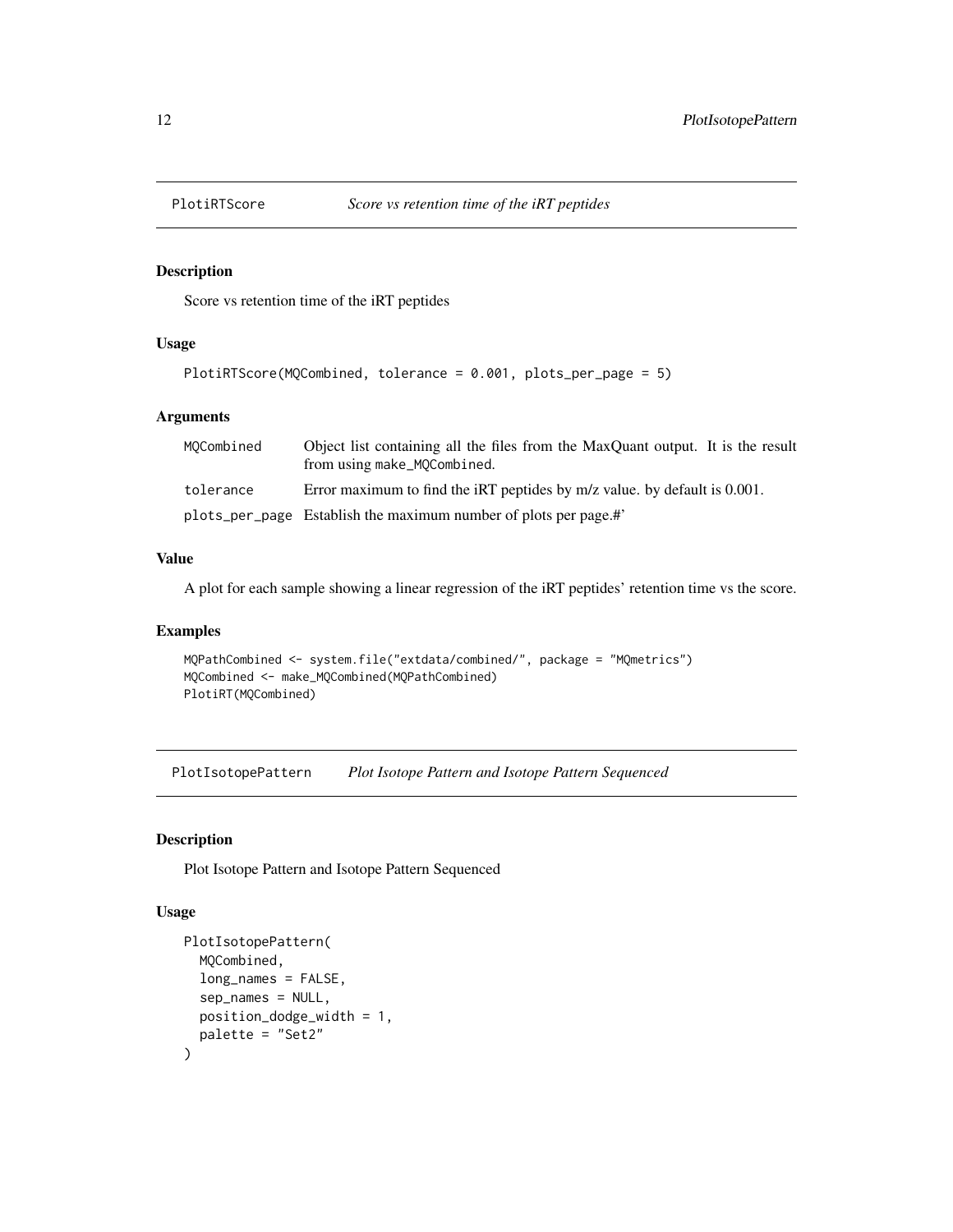## PlotiRTScore — *Score vs retention time of the iRT peptides*

### Description

Score vs retention time of the iRT peptides

### Usage

```
PlotiRTScore(MQCombined, tolerance = 0.001, plots_per_page = 5)
```

### Arguments

| | |
|---|---|
| MQCombined | Object list containing all the files from the MaxQuant output. It is the result from using make_MQCombined. |
| tolerance | Error maximum to find the iRT peptides by m/z value. by default is 0.001. |
| plots_per_page | Establish the maximum number of plots per page.#' |

### Value

A plot for each sample showing a linear regression of the iRT peptides' retention time vs the score.

### Examples

```
MQPathCombined <- system.file("extdata/combined/", package = "MQmetrics")
MQCombined <- make_MQCombined(MQPathCombined)
PlotiRT(MQCombined)
```

## PlotIsotopePattern — *Plot Isotope Pattern and Isotope Pattern Sequenced*

### Description

Plot Isotope Pattern and Isotope Pattern Sequenced

### Usage

```
PlotIsotopePattern(
  MQCombined,
  long_names = FALSE,
  sep_names = NULL,
  position_dodge_width = 1,
  palette = "Set2"
)
```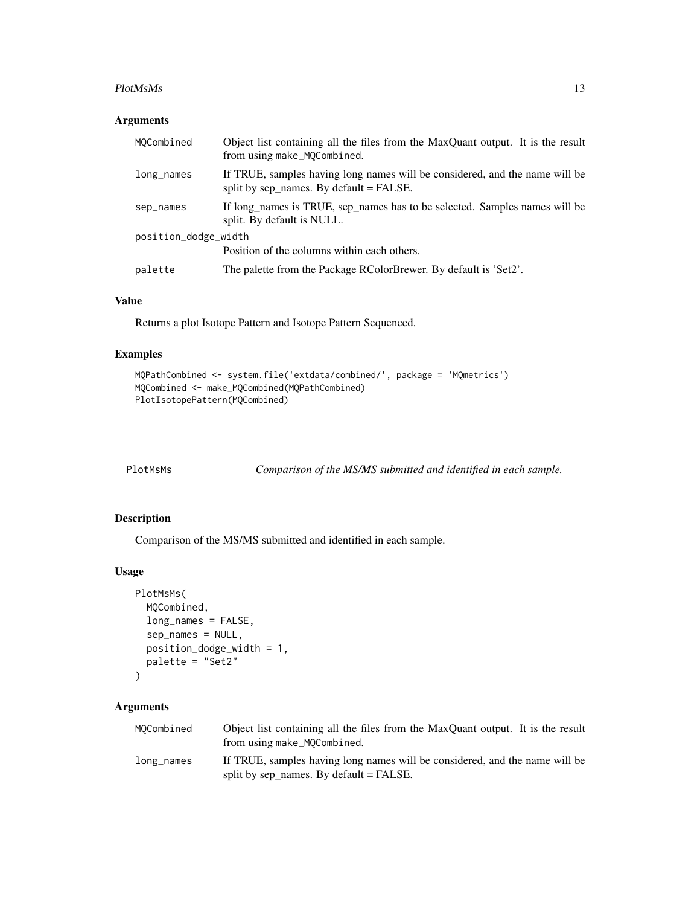### Arguments

| | |
|---|---|
| MQCombined | Object list containing all the files from the MaxQuant output. It is the result from using make_MQCombined. |
| long_names | If TRUE, samples having long names will be considered, and the name will be split by sep_names. By default = FALSE. |
| sep_names | If long_names is TRUE, sep_names has to be selected. Samples names will be split. By default is NULL. |
| position_dodge_width | Position of the columns within each others. |
| palette | The palette from the Package RColorBrewer. By default is 'Set2'. |

### Value

Returns a plot Isotope Pattern and Isotope Pattern Sequenced.

### Examples

```
MQPathCombined <- system.file('extdata/combined/', package = 'MQmetrics')
MQCombined <- make_MQCombined(MQPathCombined)
PlotIsotopePattern(MQCombined)
```

---

## PlotMsMs    *Comparison of the MS/MS submitted and identified in each sample.*

### Description

Comparison of the MS/MS submitted and identified in each sample.

### Usage

```
PlotMsMs(
  MQCombined,
  long_names = FALSE,
  sep_names = NULL,
  position_dodge_width = 1,
  palette = "Set2"
)
```

### Arguments

| | |
|---|---|
| MQCombined | Object list containing all the files from the MaxQuant output. It is the result from using make_MQCombined. |
| long_names | If TRUE, samples having long names will be considered, and the name will be split by sep_names. By default = FALSE. |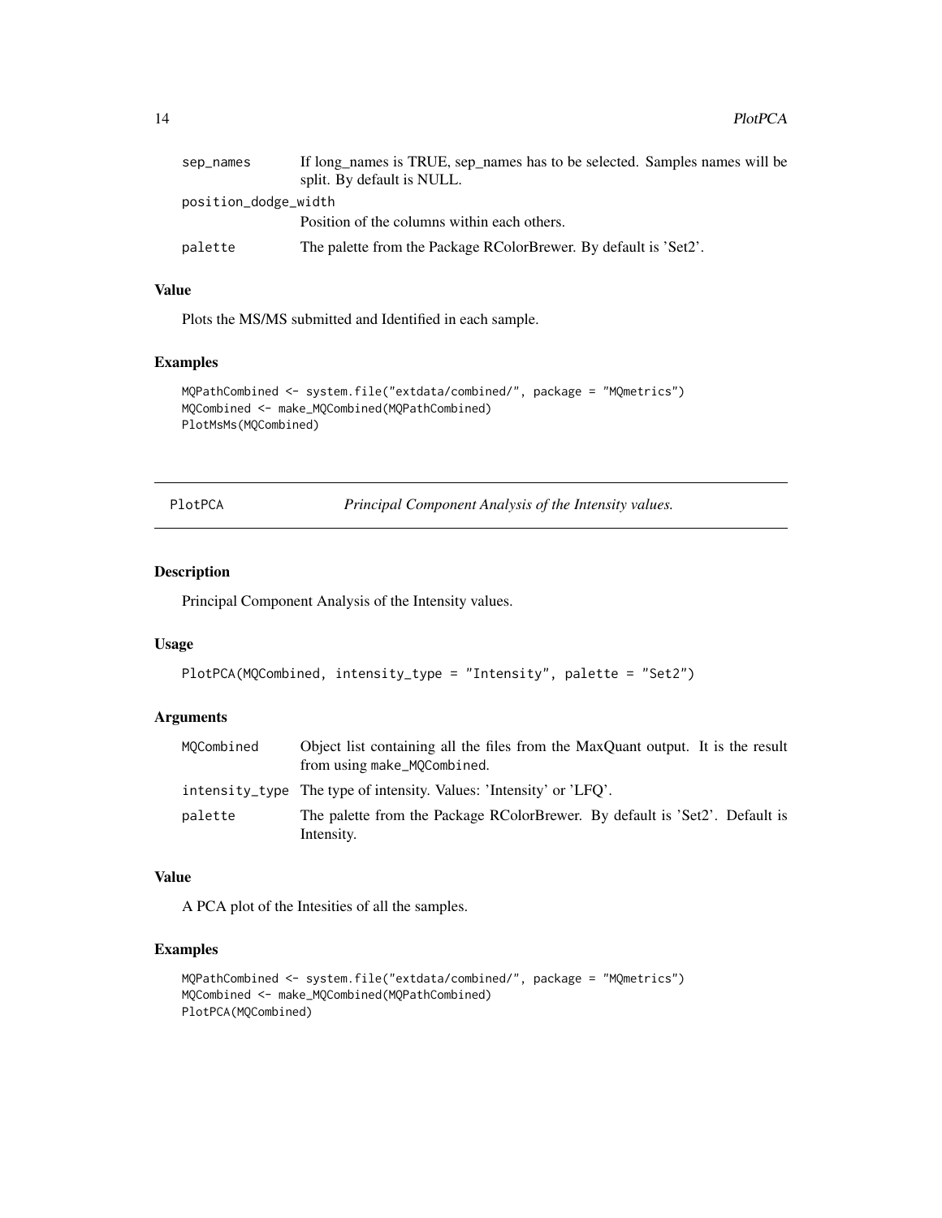| | |
|---|---|
| sep_names | If long_names is TRUE, sep_names has to be selected. Samples names will be split. By default is NULL. |
| position_dodge_width | Position of the columns within each others. |
| palette | The palette from the Package RColorBrewer. By default is 'Set2'. |

### Value

Plots the MS/MS submitted and Identified in each sample.

### Examples

```
MQPathCombined <- system.file("extdata/combined/", package = "MQmetrics")
MQCombined <- make_MQCombined(MQPathCombined)
PlotMsMs(MQCombined)
```

---

## PlotPCA — *Principal Component Analysis of the Intensity values.*

---

### Description

Principal Component Analysis of the Intensity values.

### Usage

```
PlotPCA(MQCombined, intensity_type = "Intensity", palette = "Set2")
```

### Arguments

| | |
|---|---|
| MQCombined | Object list containing all the files from the MaxQuant output. It is the result from using make_MQCombined. |
| intensity_type | The type of intensity. Values: 'Intensity' or 'LFQ'. |
| palette | The palette from the Package RColorBrewer. By default is 'Set2'. Default is Intensity. |

### Value

A PCA plot of the Intesities of all the samples.

### Examples

```
MQPathCombined <- system.file("extdata/combined/", package = "MQmetrics")
MQCombined <- make_MQCombined(MQPathCombined)
PlotPCA(MQCombined)
```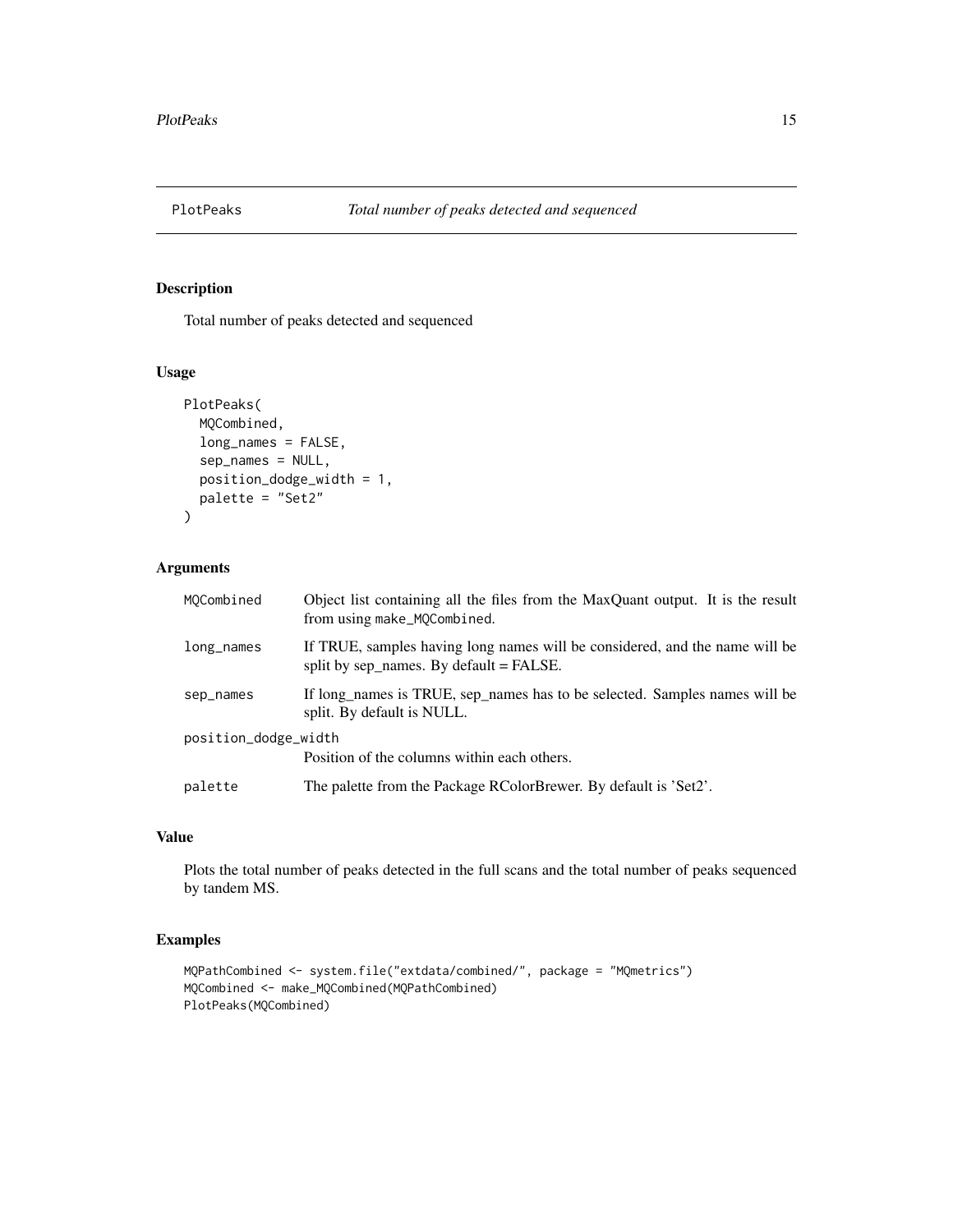# PlotPeaks — *Total number of peaks detected and sequenced*

## Description

Total number of peaks detected and sequenced

## Usage

```
PlotPeaks(
  MQCombined,
  long_names = FALSE,
  sep_names = NULL,
  position_dodge_width = 1,
  palette = "Set2"
)
```

## Arguments

| Argument | Description |
|---|---|
| MQCombined | Object list containing all the files from the MaxQuant output. It is the result from using make_MQCombined. |
| long_names | If TRUE, samples having long names will be considered, and the name will be split by sep_names. By default = FALSE. |
| sep_names | If long_names is TRUE, sep_names has to be selected. Samples names will be split. By default is NULL. |
| position_dodge_width | Position of the columns within each others. |
| palette | The palette from the Package RColorBrewer. By default is 'Set2'. |

## Value

Plots the total number of peaks detected in the full scans and the total number of peaks sequenced by tandem MS.

## Examples

```
MQPathCombined <- system.file("extdata/combined/", package = "MQmetrics")
MQCombined <- make_MQCombined(MQPathCombined)
PlotPeaks(MQCombined)
```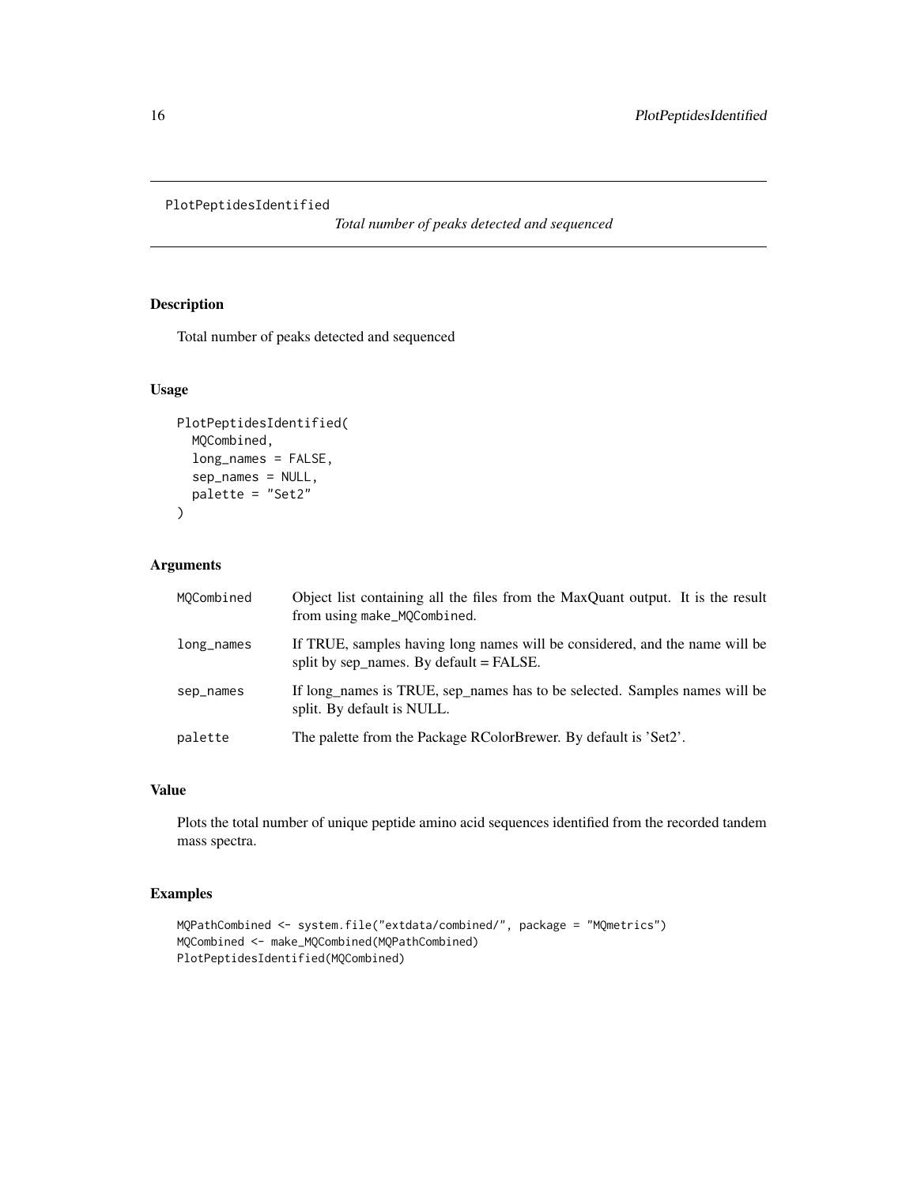## PlotPeptidesIdentified

*Total number of peaks detected and sequenced*

### Description

Total number of peaks detected and sequenced

### Usage

```
PlotPeptidesIdentified(
  MQCombined,
  long_names = FALSE,
  sep_names = NULL,
  palette = "Set2"
)
```

### Arguments

| | |
|---|---|
| MQCombined | Object list containing all the files from the MaxQuant output. It is the result from using make_MQCombined. |
| long_names | If TRUE, samples having long names will be considered, and the name will be split by sep_names. By default = FALSE. |
| sep_names | If long_names is TRUE, sep_names has to be selected. Samples names will be split. By default is NULL. |
| palette | The palette from the Package RColorBrewer. By default is 'Set2'. |

### Value

Plots the total number of unique peptide amino acid sequences identified from the recorded tandem mass spectra.

### Examples

```
MQPathCombined <- system.file("extdata/combined/", package = "MQmetrics")
MQCombined <- make_MQCombined(MQPathCombined)
PlotPeptidesIdentified(MQCombined)
```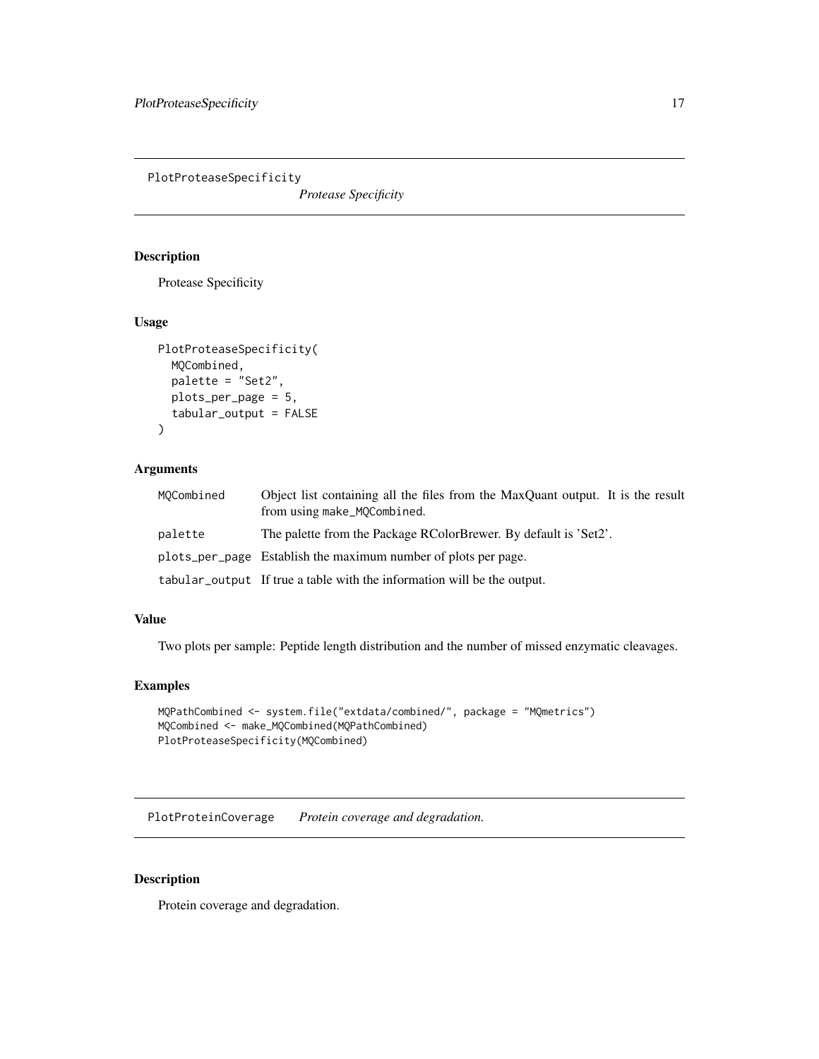## PlotProteaseSpecificity *Protease Specificity*

### Description

Protease Specificity

### Usage

```
PlotProteaseSpecificity(
  MQCombined,
  palette = "Set2",
  plots_per_page = 5,
  tabular_output = FALSE
)
```

### Arguments

| | |
|---|---|
| MQCombined | Object list containing all the files from the MaxQuant output. It is the result from using make_MQCombined. |
| palette | The palette from the Package RColorBrewer. By default is 'Set2'. |
| plots_per_page | Establish the maximum number of plots per page. |
| tabular_output | If true a table with the information will be the output. |

### Value

Two plots per sample: Peptide length distribution and the number of missed enzymatic cleavages.

### Examples

```
MQPathCombined <- system.file("extdata/combined/", package = "MQmetrics")
MQCombined <- make_MQCombined(MQPathCombined)
PlotProteaseSpecificity(MQCombined)
```

## PlotProteinCoverage *Protein coverage and degradation.*

### Description

Protein coverage and degradation.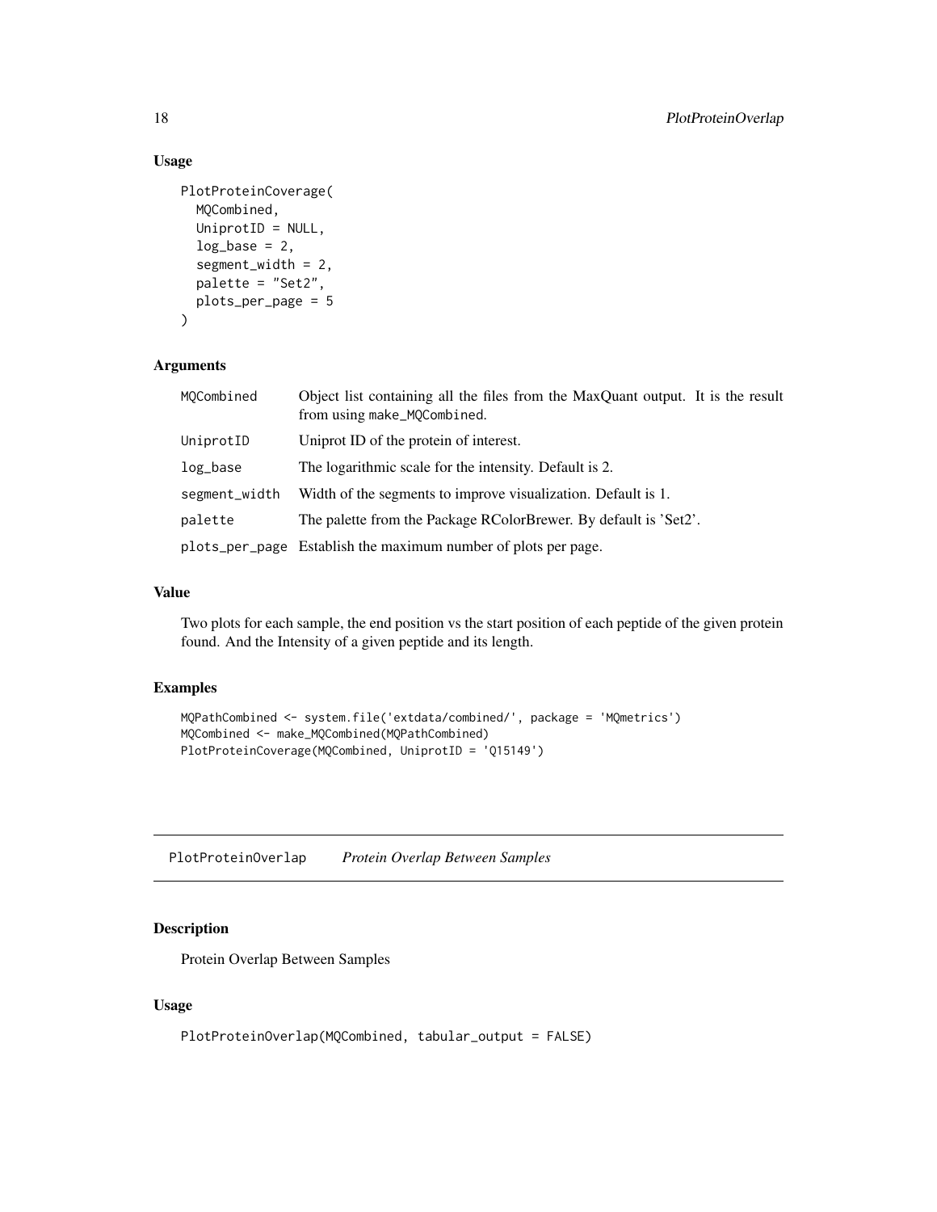## Usage

```
PlotProteinCoverage(
  MQCombined,
  UniprotID = NULL,
  log_base = 2,
  segment_width = 2,
  palette = "Set2",
  plots_per_page = 5
)
```

## Arguments

| | |
|---|---|
| MQCombined | Object list containing all the files from the MaxQuant output. It is the result from using make_MQCombined. |
| UniprotID | Uniprot ID of the protein of interest. |
| log_base | The logarithmic scale for the intensity. Default is 2. |
| segment_width | Width of the segments to improve visualization. Default is 1. |
| palette | The palette from the Package RColorBrewer. By default is 'Set2'. |
| plots_per_page | Establish the maximum number of plots per page. |

## Value

Two plots for each sample, the end position vs the start position of each peptide of the given protein found. And the Intensity of a given peptide and its length.

## Examples

```
MQPathCombined <- system.file('extdata/combined/', package = 'MQmetrics')
MQCombined <- make_MQCombined(MQPathCombined)
PlotProteinCoverage(MQCombined, UniprotID = 'Q15149')
```

---

# PlotProteinOverlap    *Protein Overlap Between Samples*

## Description

Protein Overlap Between Samples

## Usage

```
PlotProteinOverlap(MQCombined, tabular_output = FALSE)
```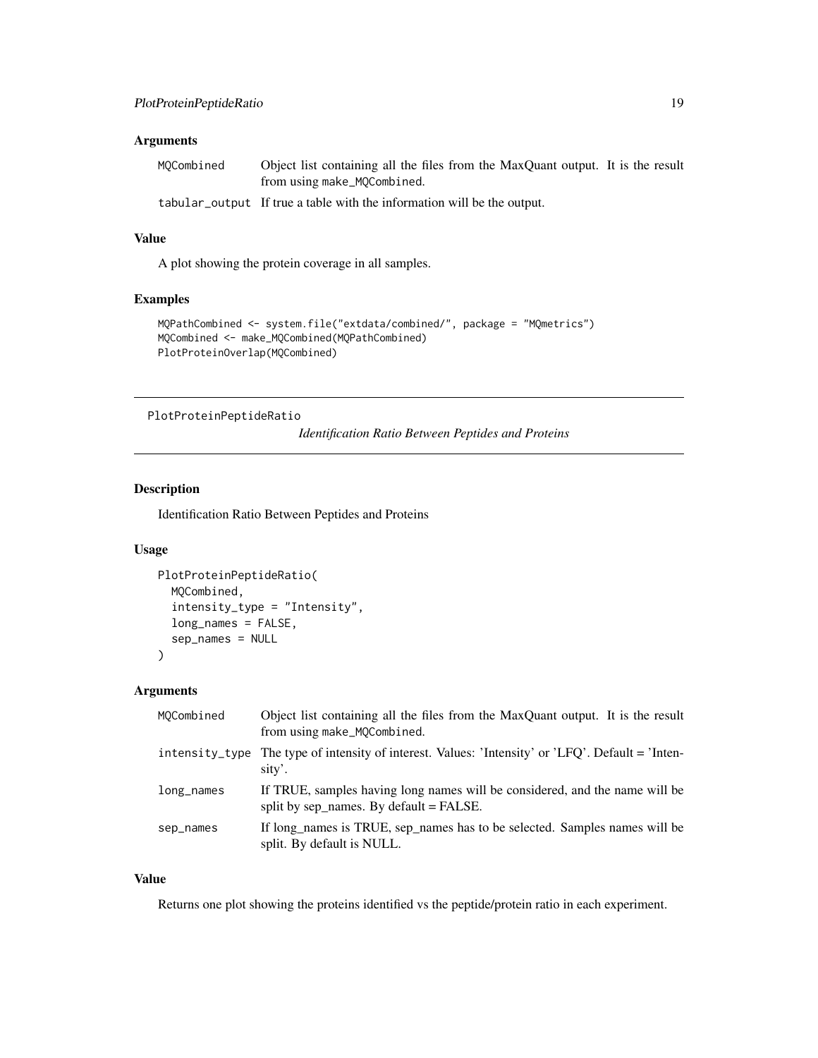### Arguments

| | |
|---|---|
| `MQCombined` | Object list containing all the files from the MaxQuant output. It is the result from using `make_MQCombined`. |
| `tabular_output` | If true a table with the information will be the output. |

### Value

A plot showing the protein coverage in all samples.

### Examples

```
MQPathCombined <- system.file("extdata/combined/", package = "MQmetrics")
MQCombined <- make_MQCombined(MQPathCombined)
PlotProteinOverlap(MQCombined)
```

---

## PlotProteinPeptideRatio

*Identification Ratio Between Peptides and Proteins*

---

### Description

Identification Ratio Between Peptides and Proteins

### Usage

```
PlotProteinPeptideRatio(
  MQCombined,
  intensity_type = "Intensity",
  long_names = FALSE,
  sep_names = NULL
)
```

### Arguments

| | |
|---|---|
| `MQCombined` | Object list containing all the files from the MaxQuant output. It is the result from using `make_MQCombined`. |
| `intensity_type` | The type of intensity of interest. Values: 'Intensity' or 'LFQ'. Default = 'Intensity'. |
| `long_names` | If TRUE, samples having long names will be considered, and the name will be split by sep_names. By default = FALSE. |
| `sep_names` | If long_names is TRUE, sep_names has to be selected. Samples names will be split. By default is NULL. |

### Value

Returns one plot showing the proteins identified vs the peptide/protein ratio in each experiment.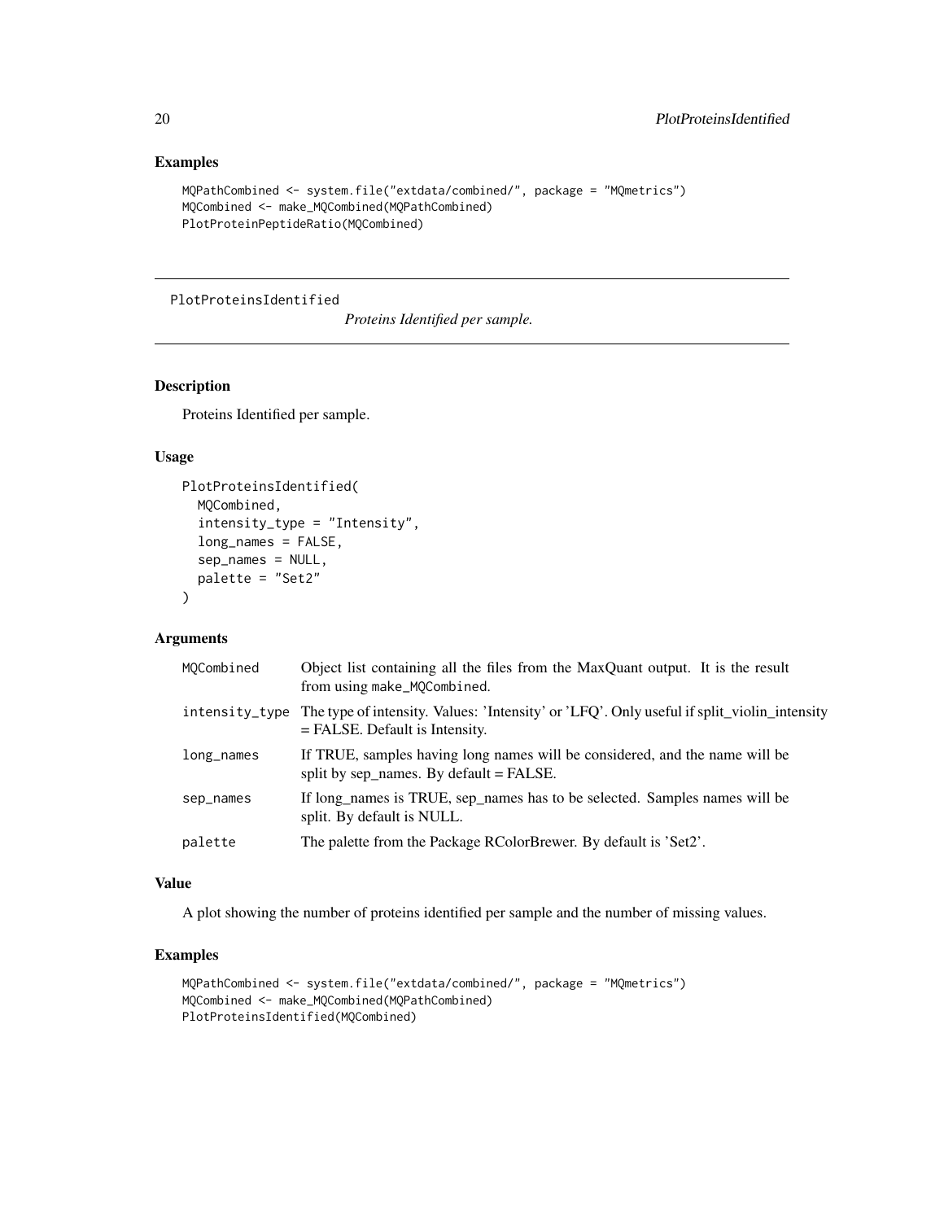### Examples

```
MQPathCombined <- system.file("extdata/combined/", package = "MQmetrics")
MQCombined <- make_MQCombined(MQPathCombined)
PlotProteinPeptideRatio(MQCombined)
```

---

## PlotProteinsIdentified

*Proteins Identified per sample.*

---

### Description

Proteins Identified per sample.

### Usage

```
PlotProteinsIdentified(
  MQCombined,
  intensity_type = "Intensity",
  long_names = FALSE,
  sep_names = NULL,
  palette = "Set2"
)
```

### Arguments

| | |
|---|---|
| MQCombined | Object list containing all the files from the MaxQuant output. It is the result from using make_MQCombined. |
| intensity_type | The type of intensity. Values: 'Intensity' or 'LFQ'. Only useful if split_violin_intensity = FALSE. Default is Intensity. |
| long_names | If TRUE, samples having long names will be considered, and the name will be split by sep_names. By default = FALSE. |
| sep_names | If long_names is TRUE, sep_names has to be selected. Samples names will be split. By default is NULL. |
| palette | The palette from the Package RColorBrewer. By default is 'Set2'. |

### Value

A plot showing the number of proteins identified per sample and the number of missing values.

### Examples

```
MQPathCombined <- system.file("extdata/combined/", package = "MQmetrics")
MQCombined <- make_MQCombined(MQPathCombined)
PlotProteinsIdentified(MQCombined)
```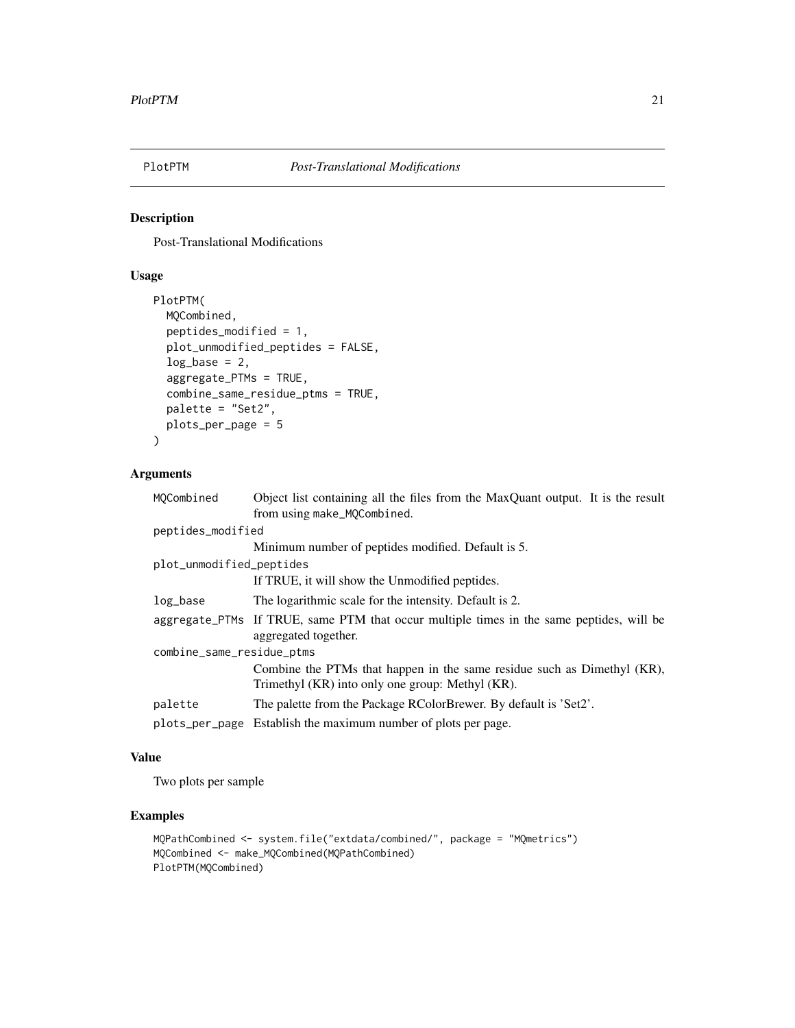# PlotPTM *Post-Translational Modifications*

## Description

Post-Translational Modifications

## Usage

```
PlotPTM(
  MQCombined,
  peptides_modified = 1,
  plot_unmodified_peptides = FALSE,
  log_base = 2,
  aggregate_PTMs = TRUE,
  combine_same_residue_ptms = TRUE,
  palette = "Set2",
  plots_per_page = 5
)
```

## Arguments

| Argument | Description |
|---|---|
| `MQCombined` | Object list containing all the files from the MaxQuant output. It is the result from using `make_MQCombined`. |
| `peptides_modified` | Minimum number of peptides modified. Default is 5. |
| `plot_unmodified_peptides` | If TRUE, it will show the Unmodified peptides. |
| `log_base` | The logarithmic scale for the intensity. Default is 2. |
| `aggregate_PTMs` | If TRUE, same PTM that occur multiple times in the same peptides, will be aggregated together. |
| `combine_same_residue_ptms` | Combine the PTMs that happen in the same residue such as Dimethyl (KR), Trimethyl (KR) into only one group: Methyl (KR). |
| `palette` | The palette from the Package RColorBrewer. By default is 'Set2'. |
| `plots_per_page` | Establish the maximum number of plots per page. |

## Value

Two plots per sample

## Examples

```
MQPathCombined <- system.file("extdata/combined/", package = "MQmetrics")
MQCombined <- make_MQCombined(MQPathCombined)
PlotPTM(MQCombined)
```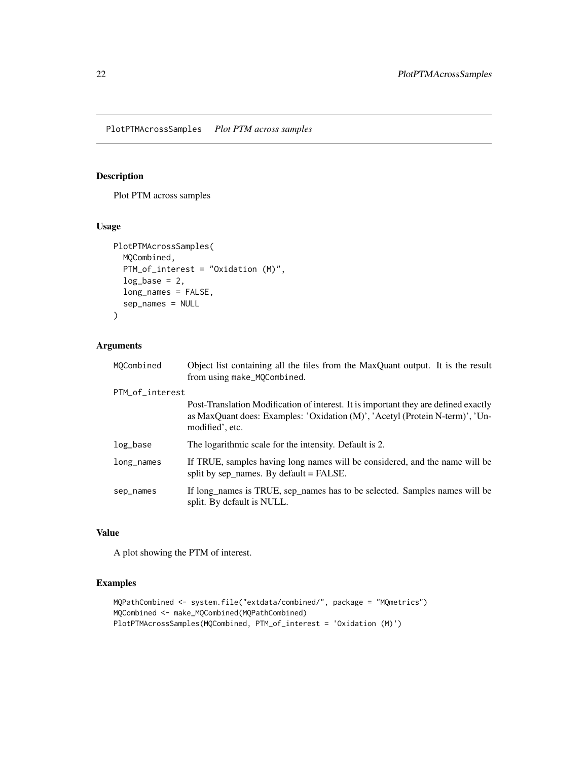## PlotPTMAcrossSamples *Plot PTM across samples*

### Description

Plot PTM across samples

### Usage

```
PlotPTMAcrossSamples(
  MQCombined,
  PTM_of_interest = "Oxidation (M)",
  log_base = 2,
  long_names = FALSE,
  sep_names = NULL
)
```

### Arguments

| Argument | Description |
|---|---|
| MQCombined | Object list containing all the files from the MaxQuant output. It is the result from using make_MQCombined. |
| PTM_of_interest | Post-Translation Modification of interest. It is important they are defined exactly as MaxQuant does: Examples: 'Oxidation (M)', 'Acetyl (Protein N-term)', 'Unmodified', etc. |
| log_base | The logarithmic scale for the intensity. Default is 2. |
| long_names | If TRUE, samples having long names will be considered, and the name will be split by sep_names. By default = FALSE. |
| sep_names | If long_names is TRUE, sep_names has to be selected. Samples names will be split. By default is NULL. |

### Value

A plot showing the PTM of interest.

### Examples

```
MQPathCombined <- system.file("extdata/combined/", package = "MQmetrics")
MQCombined <- make_MQCombined(MQPathCombined)
PlotPTMAcrossSamples(MQCombined, PTM_of_interest = 'Oxidation (M)')
```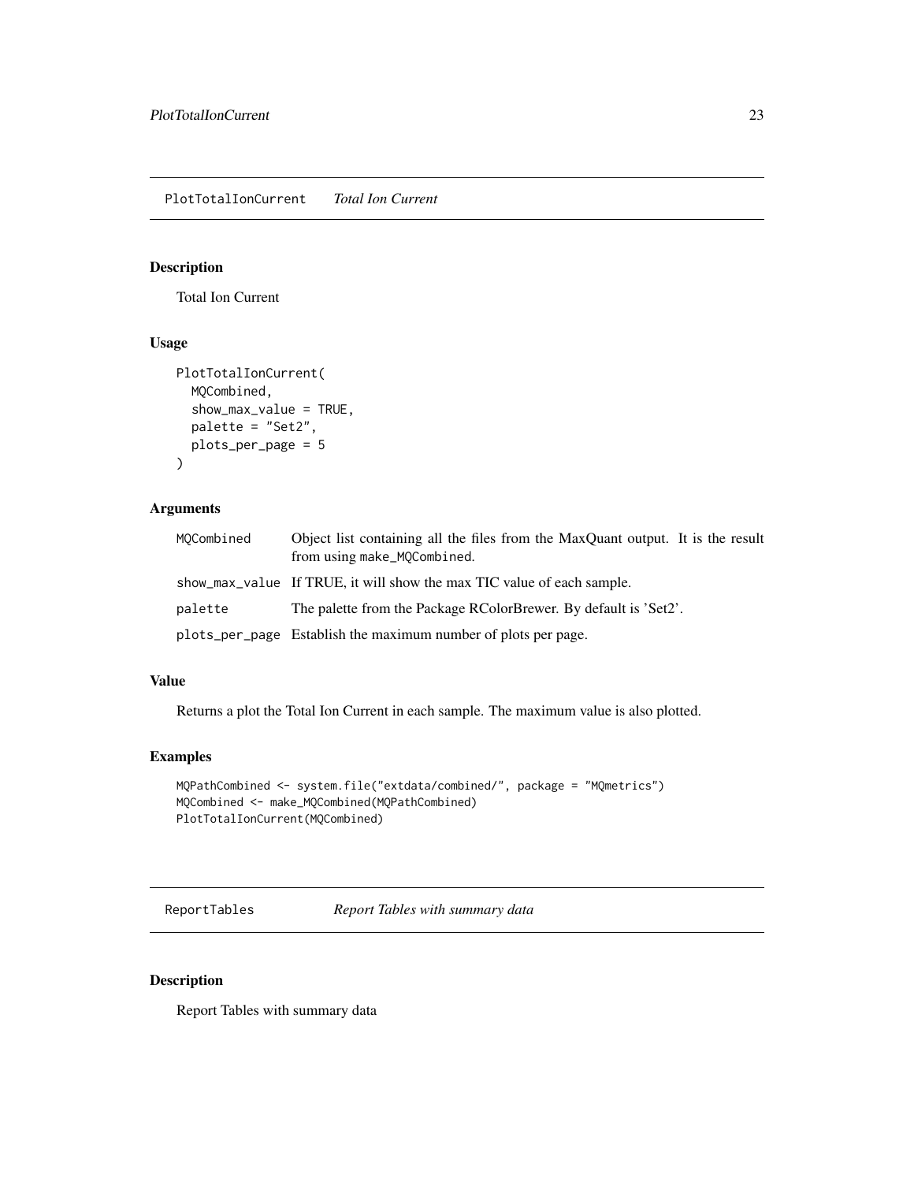## PlotTotalIonCurrent *Total Ion Current*

### Description

Total Ion Current

### Usage

```
PlotTotalIonCurrent(
  MQCombined,
  show_max_value = TRUE,
  palette = "Set2",
  plots_per_page = 5
)
```

### Arguments

| | |
|---|---|
| MQCombined | Object list containing all the files from the MaxQuant output. It is the result from using make_MQCombined. |
| show_max_value | If TRUE, it will show the max TIC value of each sample. |
| palette | The palette from the Package RColorBrewer. By default is 'Set2'. |
| plots_per_page | Establish the maximum number of plots per page. |

### Value

Returns a plot the Total Ion Current in each sample. The maximum value is also plotted.

### Examples

```
MQPathCombined <- system.file("extdata/combined/", package = "MQmetrics")
MQCombined <- make_MQCombined(MQPathCombined)
PlotTotalIonCurrent(MQCombined)
```

## ReportTables *Report Tables with summary data*

### Description

Report Tables with summary data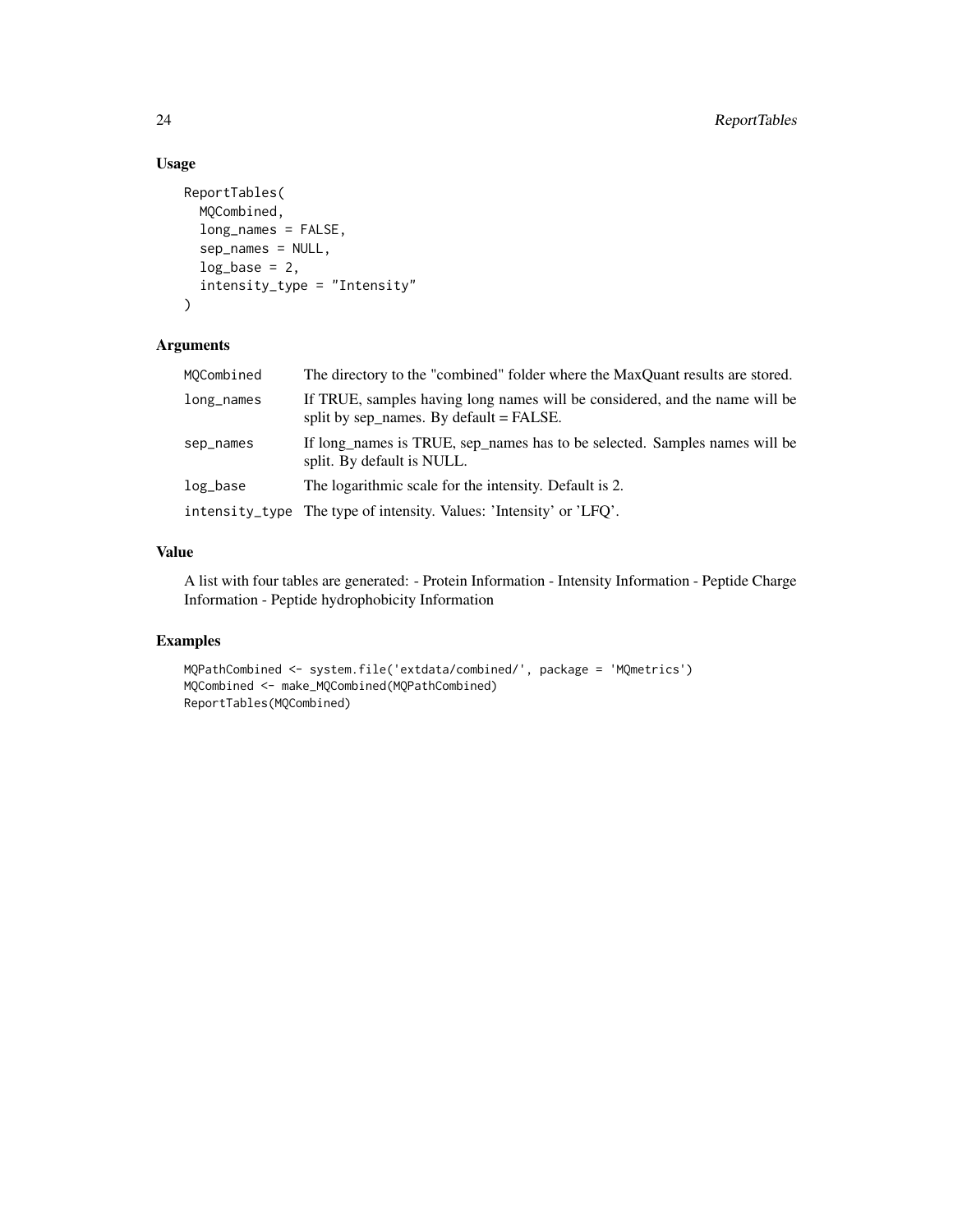## Usage

```
ReportTables(
  MQCombined,
  long_names = FALSE,
  sep_names = NULL,
  log_base = 2,
  intensity_type = "Intensity"
)
```

## Arguments

| | |
|---|---|
| MQCombined | The directory to the "combined" folder where the MaxQuant results are stored. |
| long_names | If TRUE, samples having long names will be considered, and the name will be split by sep_names. By default = FALSE. |
| sep_names | If long_names is TRUE, sep_names has to be selected. Samples names will be split. By default is NULL. |
| log_base | The logarithmic scale for the intensity. Default is 2. |
| intensity_type | The type of intensity. Values: 'Intensity' or 'LFQ'. |

## Value

A list with four tables are generated: - Protein Information - Intensity Information - Peptide Charge Information - Peptide hydrophobicity Information

## Examples

```
MQPathCombined <- system.file('extdata/combined/', package = 'MQmetrics')
MQCombined <- make_MQCombined(MQPathCombined)
ReportTables(MQCombined)
```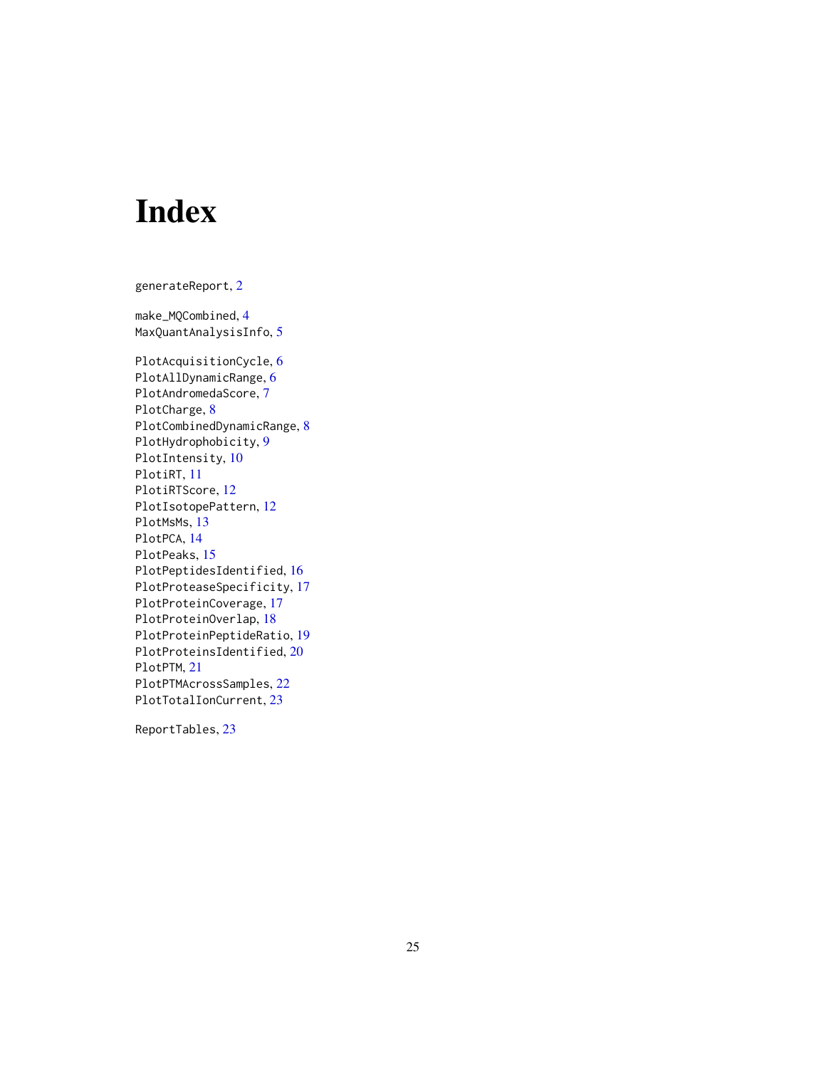# Index

generateReport, 2

make_MQCombined, 4
MaxQuantAnalysisInfo, 5

PlotAcquisitionCycle, 6
PlotAllDynamicRange, 6
PlotAndromedaScore, 7
PlotCharge, 8
PlotCombinedDynamicRange, 8
PlotHydrophobicity, 9
PlotIntensity, 10
PlotiRT, 11
PlotiRTScore, 12
PlotIsotopePattern, 12
PlotMsMs, 13
PlotPCA, 14
PlotPeaks, 15
PlotPeptidesIdentified, 16
PlotProteaseSpecificity, 17
PlotProteinCoverage, 17
PlotProteinOverlap, 18
PlotProteinPeptideRatio, 19
PlotProteinsIdentified, 20
PlotPTM, 21
PlotPTMAcrossSamples, 22
PlotTotalIonCurrent, 23

ReportTables, 23